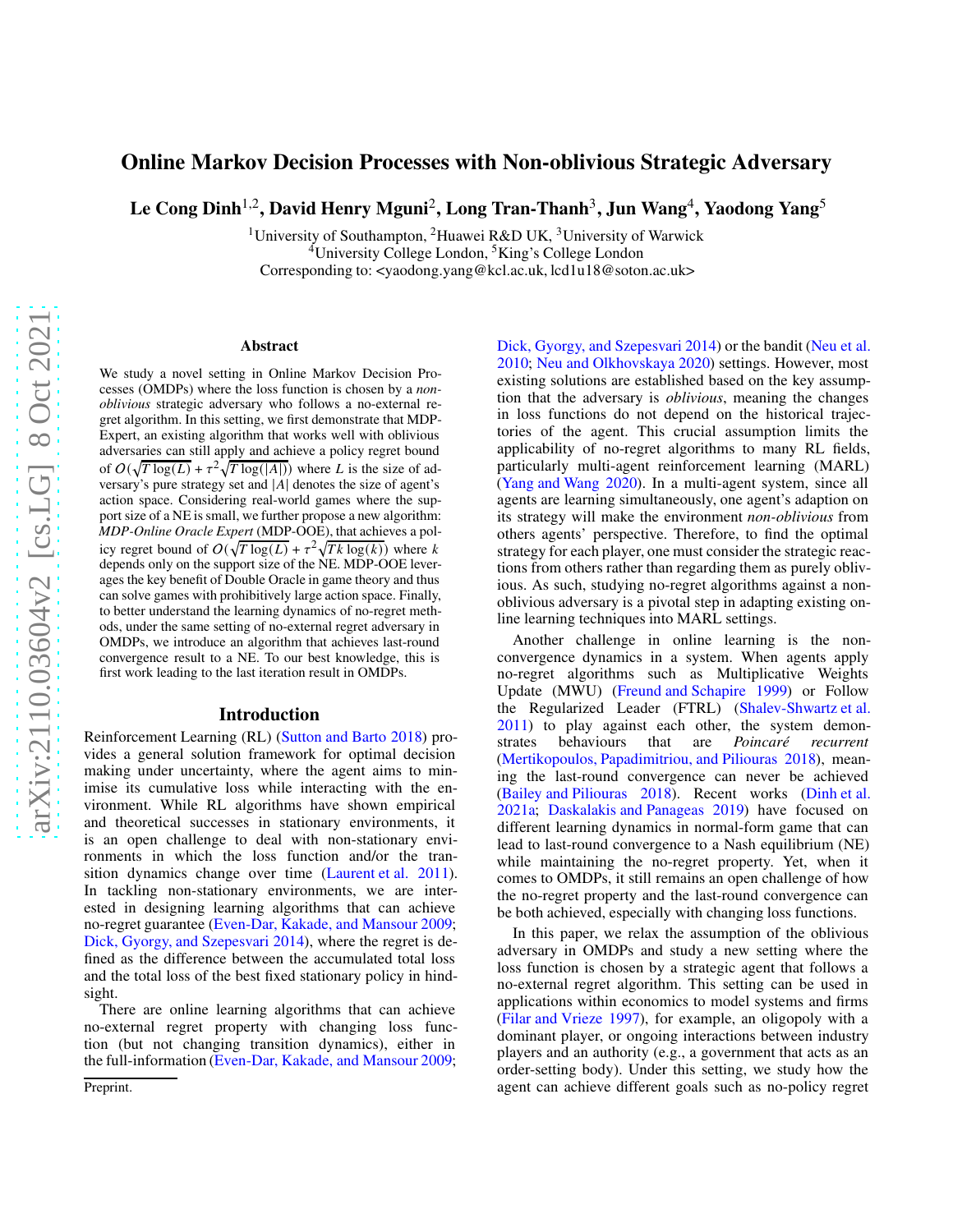# Online Markov Decision Processes with Non-oblivious Strategic Adversary

**Le Cong Dinh[1,2], David Henry Mguni[2], Long Tran-Thanh[3], Jun Wang[4], Yaodong Yang[5]**

[1]University of Southampton, [2]Huawei R&D UK, [3]University of Warwick
[4]University College London, [5]King's College London
Corresponding to: <yaodong.yang@kcl.ac.uk, lcd1u18@soton.ac.uk>

## Abstract

We study a novel setting in Online Markov Decision Processes (OMDPs) where the loss function is chosen by a *non-oblivious* strategic adversary who follows a no-external regret algorithm. In this setting, we first demonstrate that MDP-Expert, an existing algorithm that works well with oblivious adversaries can still apply and achieve a policy regret bound of $O(\sqrt{T\log(L)} + \tau^2\sqrt{T\log(|A|)})$ where $L$ is the size of adversary's pure strategy set and $|A|$ denotes the size of agent's action space. Considering real-world games where the support size of a NE is small, we further propose a new algorithm: *MDP-Online Oracle Expert* (MDP-OOE), that achieves a policy regret bound of $O(\sqrt{T\log(L)} + \tau^2\sqrt{Tk\log(k)})$ where $k$ depends only on the support size of the NE. MDP-OOE leverages the key benefit of Double Oracle in game theory and thus can solve games with prohibitively large action space. Finally, to better understand the learning dynamics of no-regret methods, under the same setting of no-external regret adversary in OMDPs, we introduce an algorithm that achieves last-round convergence result to a NE. To our best knowledge, this is first work leading to the last iteration result in OMDPs.

## Introduction

Reinforcement Learning (RL) (Sutton and Barto 2018) provides a general solution framework for optimal decision making under uncertainty, where the agent aims to minimise its cumulative loss while interacting with the environment. While RL algorithms have shown empirical and theoretical successes in stationary environments, it is an open challenge to deal with non-stationary environments in which the loss function and/or the transition dynamics change over time (Laurent et al. 2011). In tackling non-stationary environments, we are interested in designing learning algorithms that can achieve no-regret guarantee (Even-Dar, Kakade, and Mansour 2009; Dick, Gyorgy, and Szepesvari 2014), where the regret is defined as the difference between the accumulated total loss and the total loss of the best fixed stationary policy in hindsight.

There are online learning algorithms that can achieve no-external regret property with changing loss function (but not changing transition dynamics), either in the full-information (Even-Dar, Kakade, and Mansour 2009; Dick, Gyorgy, and Szepesvari 2014) or the bandit (Neu et al. 2010; Neu and Olkhovskaya 2020) settings. However, most existing solutions are established based on the key assumption that the adversary is *oblivious*, meaning the changes in loss functions do not depend on the historical trajectories of the agent. This crucial assumption limits the applicability of no-regret algorithms to many RL fields, particularly multi-agent reinforcement learning (MARL) (Yang and Wang 2020). In a multi-agent system, since all agents are learning simultaneously, one agent's adaption on its strategy will make the environment *non-oblivious* from others agents' perspective. Therefore, to find the optimal strategy for each player, one must consider the strategic reactions from others rather than regarding them as purely oblivious. As such, studying no-regret algorithms against a non-oblivious adversary is a pivotal step in adapting existing online learning techniques into MARL settings.

Another challenge in online learning is the non-convergence dynamics in a system. When agents apply no-regret algorithms such as Multiplicative Weights Update (MWU) (Freund and Schapire 1999) or Follow the Regularized Leader (FTRL) (Shalev-Shwartz et al. 2011) to play against each other, the system demonstrates behaviours that are *Poincaré recurrent* (Mertikopoulos, Papadimitriou, and Piliouras 2018), meaning the last-round convergence can never be achieved (Bailey and Piliouras 2018). Recent works (Dinh et al. 2021a; Daskalakis and Panageas 2019) have focused on different learning dynamics in normal-form game that can lead to last-round convergence to a Nash equilibrium (NE) while maintaining the no-regret property. Yet, when it comes to OMDPs, it still remains an open challenge of how the no-regret property and the last-round convergence can be both achieved, especially with changing loss functions.

In this paper, we relax the assumption of the oblivious adversary in OMDPs and study a new setting where the loss function is chosen by a strategic agent that follows a no-external regret algorithm. This setting can be used in applications within economics to model systems and firms (Filar and Vrieze 1997), for example, an oligopoly with a dominant player, or ongoing interactions between industry players and an authority (e.g., a government that acts as an order-setting body). Under this setting, we study how the agent can achieve different goals such as no-policy regret

Preprint.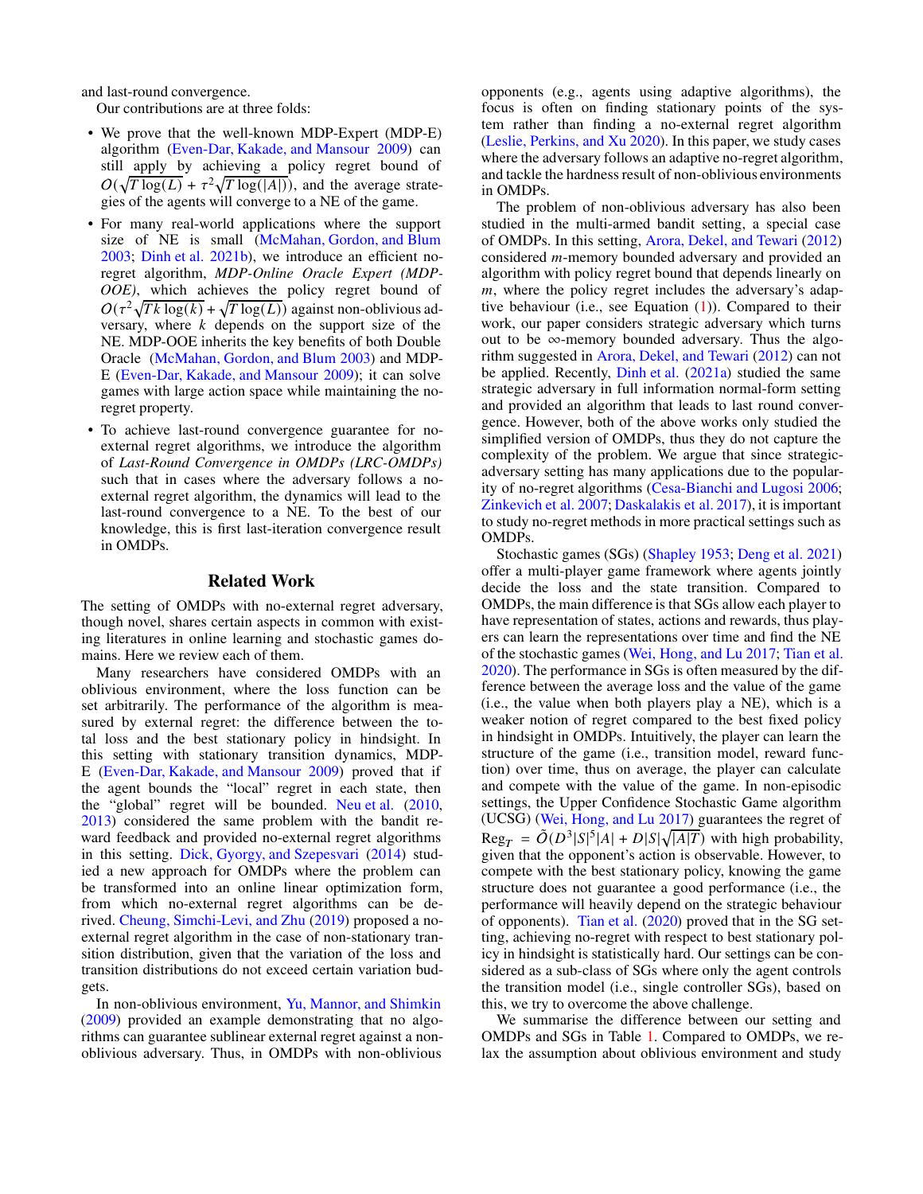and last-round convergence.

Our contributions are at three folds:

- We prove that the well-known MDP-Expert (MDP-E) algorithm (Even-Dar, Kakade, and Mansour 2009) can still apply by achieving a policy regret bound of $O(\sqrt{T\log(L)} + \tau^2\sqrt{T\log(|A|)})$, and the average strategies of the agents will converge to a NE of the game.
- For many real-world applications where the support size of NE is small (McMahan, Gordon, and Blum 2003; Dinh et al. 2021b), we introduce an efficient no-regret algorithm, *MDP-Online Oracle Expert (MDP-OOE)*, which achieves the policy regret bound of $O(\tau^2\sqrt{Tk\log(k)} + \sqrt{T\log(L)})$ against non-oblivious adversary, where $k$ depends on the support size of the NE. MDP-OOE inherits the key benefits of both Double Oracle (McMahan, Gordon, and Blum 2003) and MDP-E (Even-Dar, Kakade, and Mansour 2009); it can solve games with large action space while maintaining the no-regret property.
- To achieve last-round convergence guarantee for no-external regret algorithms, we introduce the algorithm of *Last-Round Convergence in OMDPs (LRC-OMDPs)* such that in cases where the adversary follows a no-external regret algorithm, the dynamics will lead to the last-round convergence to a NE. To the best of our knowledge, this is first last-iteration convergence result in OMDPs.

## Related Work

The setting of OMDPs with no-external regret adversary, though novel, shares certain aspects in common with existing literatures in online learning and stochastic games domains. Here we review each of them.

Many researchers have considered OMDPs with an oblivious environment, where the loss function can be set arbitrarily. The performance of the algorithm is measured by external regret: the difference between the total loss and the best stationary policy in hindsight. In this setting with stationary transition dynamics, MDP-E (Even-Dar, Kakade, and Mansour 2009) proved that if the agent bounds the "local" regret in each state, then the "global" regret will be bounded. Neu et al. (2010, 2013) considered the same problem with the bandit reward feedback and provided no-external regret algorithms in this setting. Dick, Gyorgy, and Szepesvari (2014) studied a new approach for OMDPs where the problem can be transformed into an online linear optimization form, from which no-external regret algorithms can be derived. Cheung, Simchi-Levi, and Zhu (2019) proposed a no-external regret algorithm in the case of non-stationary transition distribution, given that the variation of the loss and transition distributions do not exceed certain variation budgets.

In non-oblivious environment, Yu, Mannor, and Shimkin (2009) provided an example demonstrating that no algorithms can guarantee sublinear external regret against a non-oblivious adversary. Thus, in OMDPs with non-oblivious opponents (e.g., agents using adaptive algorithms), the focus is often on finding stationary points of the system rather than finding a no-external regret algorithm (Leslie, Perkins, and Xu 2020). In this paper, we study cases where the adversary follows an adaptive no-regret algorithm, and tackle the hardness result of non-oblivious environments in OMDPs.

The problem of non-oblivious adversary has also been studied in the multi-armed bandit setting, a special case of OMDPs. In this setting, Arora, Dekel, and Tewari (2012) considered $m$-memory bounded adversary and provided an algorithm with policy regret bound that depends linearly on $m$, where the policy regret includes the adversary's adaptive behaviour (i.e., see Equation (1)). Compared to their work, our paper considers strategic adversary which turns out to be $\infty$-memory bounded adversary. Thus the algorithm suggested in Arora, Dekel, and Tewari (2012) can not be applied. Recently, Dinh et al. (2021a) studied the same strategic adversary in full information normal-form setting and provided an algorithm that leads to last round convergence. However, both of the above works only studied the simplified version of OMDPs, thus they do not capture the complexity of the problem. We argue that since strategic-adversary setting has many applications due to the popularity of no-regret algorithms (Cesa-Bianchi and Lugosi 2006; Zinkevich et al. 2007; Daskalakis et al. 2017), it is important to study no-regret methods in more practical settings such as OMDPs.

Stochastic games (SGs) (Shapley 1953; Deng et al. 2021) offer a multi-player game framework where agents jointly decide the loss and the state transition. Compared to OMDPs, the main difference is that SGs allow each player to have representation of states, actions and rewards, thus players can learn the representations over time and find the NE of the stochastic games (Wei, Hong, and Lu 2017; Tian et al. 2020). The performance in SGs is often measured by the difference between the average loss and the value of the game (i.e., the value when both players play a NE), which is a weaker notion of regret compared to the best fixed policy in hindsight in OMDPs. Intuitively, the player can learn the structure of the game (i.e., transition model, reward function) over time, thus on average, the player can calculate and compete with the value of the game. In non-episodic settings, the Upper Confidence Stochastic Game algorithm (UCSG) (Wei, Hong, and Lu 2017) guarantees the regret of $\text{Reg}_T = \tilde{O}(D^3|S|^5|A| + D|S|\sqrt{|A|T})$ with high probability, given that the opponent's action is observable. However, to compete with the best stationary policy, knowing the game structure does not guarantee a good performance (i.e., the performance will heavily depend on the strategic behaviour of opponents). Tian et al. (2020) proved that in the SG setting, achieving no-regret with respect to best stationary policy in hindsight is statistically hard. Our settings can be considered as a sub-class of SGs where only the agent controls the transition model (i.e., single controller SGs), based on this, we try to overcome the above challenge.

We summarise the difference between our setting and OMDPs and SGs in Table 1. Compared to OMDPs, we relax the assumption about oblivious environment and study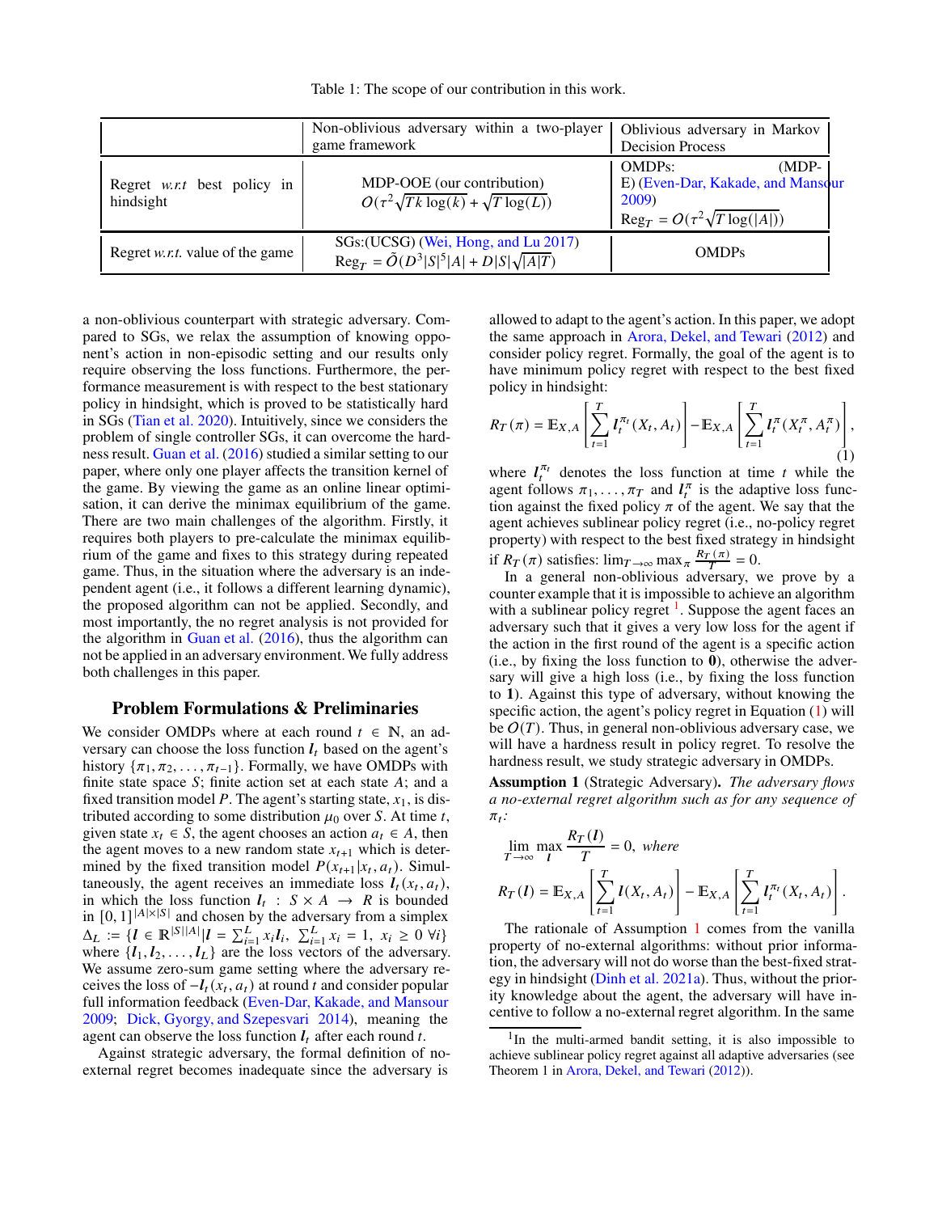Table 1: The scope of our contribution in this work.

| | Non-oblivious adversary within a two-player game framework | Oblivious adversary in Markov Decision Process |
|---|---|---|
| Regret *w.r.t* best policy in hindsight | MDP-OOE (our contribution) $O(\tau^2\sqrt{Tk}\log(k) + \sqrt{T}\log(L))$ | OMDPs: (MDP-E) (Even-Dar, Kakade, and Mansour 2009) $\text{Reg}_T = O(\tau^2\sqrt{T\log(\lvert A\rvert)})$ |
| Regret *w.r.t.* value of the game | SGs:(UCSG) (Wei, Hong, and Lu 2017) $\text{Reg}_T = \tilde{O}(D^3\lvert S\rvert^5\lvert A\rvert + D\lvert S\rvert\sqrt{\lvert A\rvert T})$ | OMDPs |

a non-oblivious counterpart with strategic adversary. Compared to SGs, we relax the assumption of knowing opponent's action in non-episodic setting and our results only require observing the loss functions. Furthermore, the performance measurement is with respect to the best stationary policy in hindsight, which is proved to be statistically hard in SGs (Tian et al. 2020). Intuitively, since we considers the problem of single controller SGs, it can overcome the hardness result. Guan et al. (2016) studied a similar setting to our paper, where only one player affects the transition kernel of the game. By viewing the game as an online linear optimisation, it can derive the minimax equilibrium of the game. There are two main challenges of the algorithm. Firstly, it requires both players to pre-calculate the minimax equilibrium of the game and fixes to this strategy during repeated game. Thus, in the situation where the adversary is an independent agent (i.e., it follows a different learning dynamic), the proposed algorithm can not be applied. Secondly, and most importantly, the no regret analysis is not provided for the algorithm in Guan et al. (2016), thus the algorithm can not be applied in an adversary environment. We fully address both challenges in this paper.

## Problem Formulations & Preliminaries

We consider OMDPs where at each round $t \in \mathbb{N}$, an adversary can choose the loss function $\boldsymbol{l}_t$ based on the agent's history $\{\pi_1, \pi_2, \dots, \pi_{t-1}\}$. Formally, we have OMDPs with finite state space $S$; finite action set at each state $A$; and a fixed transition model $P$. The agent's starting state, $x_1$, is distributed according to some distribution $\mu_0$ over $S$. At time $t$, given state $x_t \in S$, the agent chooses an action $a_t \in A$, then the agent moves to a new random state $x_{t+1}$ which is determined by the fixed transition model $P(x_{t+1}|x_t, a_t)$. Simultaneously, the agent receives an immediate loss $\boldsymbol{l}_t(x_t, a_t)$, in which the loss function $\boldsymbol{l}_t : S \times A \to R$ is bounded in $[0, 1]^{|A|\times|S|}$ and chosen by the adversary from a simplex $\Delta_L := \{\boldsymbol{l} \in \mathbb{R}^{|S||A|} | \boldsymbol{l} = \sum_{i=1}^{L} x_i \boldsymbol{l}_i, \ \sum_{i=1}^{L} x_i = 1, \ x_i \geq 0 \ \forall i\}$ where $\{\boldsymbol{l}_1, \boldsymbol{l}_2, \dots, \boldsymbol{l}_L\}$ are the loss vectors of the adversary. We assume zero-sum game setting where the adversary receives the loss of $-\boldsymbol{l}_t(x_t, a_t)$ at round $t$ and consider popular full information feedback (Even-Dar, Kakade, and Mansour 2009; Dick, Gyorgy, and Szepesvari 2014), meaning the agent can observe the loss function $\boldsymbol{l}_t$ after each round $t$.

Against strategic adversary, the formal definition of no-external regret becomes inadequate since the adversary is allowed to adapt to the agent's action. In this paper, we adopt the same approach in Arora, Dekel, and Tewari (2012) and consider policy regret. Formally, the goal of the agent is to have minimum policy regret with respect to the best fixed policy in hindsight:

$$R_T(\pi) = \mathbb{E}_{X,A}\left[\sum_{t=1}^{T} \boldsymbol{l}_t^{\pi_t}(X_t, A_t)\right] - \mathbb{E}_{X,A}\left[\sum_{t=1}^{T} \boldsymbol{l}_t^{\pi}(X_t^{\pi}, A_t^{\pi})\right], \tag{1}$$

where $\boldsymbol{l}_t^{\pi_t}$ denotes the loss function at time $t$ while the agent follows $\pi_1, \dots, \pi_T$ and $\boldsymbol{l}_t^{\pi}$ is the adaptive loss function against the fixed policy $\pi$ of the agent. We say that the agent achieves sublinear policy regret (i.e., no-policy regret property) with respect to the best fixed strategy in hindsight if $R_T(\pi)$ satisfies: $\lim_{T\to\infty} \max_{\pi} \frac{R_T(\pi)}{T} = 0$.

In a general non-oblivious adversary, we prove by a counter example that it is impossible to achieve an algorithm with a sublinear policy regret [1]. Suppose the agent faces an adversary such that it gives a very low loss for the agent if the action in the first round of the agent is a specific action (i.e., by fixing the loss function to $\mathbf{0}$), otherwise the adversary will give a high loss (i.e., by fixing the loss function to $\mathbf{1}$). Against this type of adversary, without knowing the specific action, the agent's policy regret in Equation (1) will be $O(T)$. Thus, in general non-oblivious adversary case, we will have a hardness result in policy regret. To resolve the hardness result, we study strategic adversary in OMDPs.

**Assumption 1** (Strategic Adversary). *The adversary flows a no-external regret algorithm such as for any sequence of $\pi_t$:*

$$\lim_{T\to\infty} \max_{\boldsymbol{l}} \frac{R_T(\boldsymbol{l})}{T} = 0, \ \textit{where}$$

$$R_T(\boldsymbol{l}) = \mathbb{E}_{X,A}\left[\sum_{t=1}^{T} \boldsymbol{l}(X_t, A_t)\right] - \mathbb{E}_{X,A}\left[\sum_{t=1}^{T} \boldsymbol{l}_t^{\pi_t}(X_t, A_t)\right].$$

The rationale of Assumption 1 comes from the vanilla property of no-external algorithms: without prior information, the adversary will not do worse than the best-fixed strategy in hindsight (Dinh et al. 2021a). Thus, without the priority knowledge about the agent, the adversary will have incentive to follow a no-external regret algorithm. In the same

[1] In the multi-armed bandit setting, it is also impossible to achieve sublinear policy regret against all adaptive adversaries (see Theorem 1 in Arora, Dekel, and Tewari (2012)).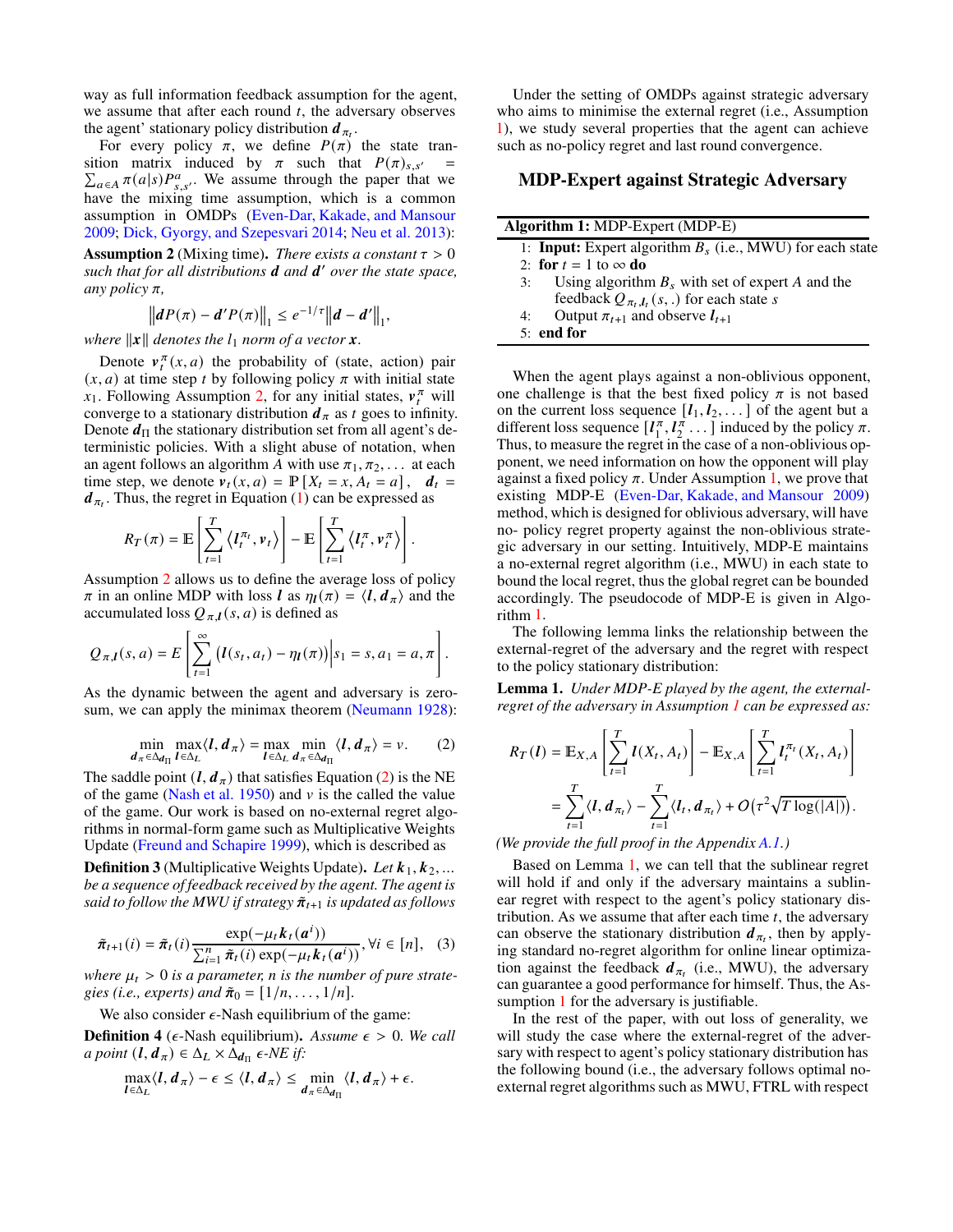way as full information feedback assumption for the agent, we assume that after each round $t$, the adversary observes the agent' stationary policy distribution $\boldsymbol{d}_{\pi_t}$.

For every policy $\pi$, we define $P(\pi)$ the state transition matrix induced by $\pi$ such that $P(\pi)_{s,s'} = \sum_{a \in A} \pi(a|s) P^a_{s,s'}$. We assume through the paper that we have the mixing time assumption, which is a common assumption in OMDPs (Even-Dar, Kakade, and Mansour 2009; Dick, Gyorgy, and Szepesvari 2014; Neu et al. 2013):

**Assumption 2** (Mixing time). *There exists a constant $\tau > 0$ such that for all distributions $\boldsymbol{d}$ and $\boldsymbol{d}'$ over the state space, any policy $\pi$,*

$$\left\|\boldsymbol{d}P(\pi) - \boldsymbol{d}'P(\pi)\right\|_1 \leq e^{-1/\tau}\left\|\boldsymbol{d} - \boldsymbol{d}'\right\|_1,$$

*where $\|\boldsymbol{x}\|$ denotes the $l_1$ norm of a vector $\boldsymbol{x}$.*

Denote $\boldsymbol{v}^\pi_t(x, a)$ the probability of (state, action) pair $(x, a)$ at time step $t$ by following policy $\pi$ with initial state $x_1$. Following Assumption 2, for any initial states, $\boldsymbol{v}^\pi_t$ will converge to a stationary distribution $\boldsymbol{d}_\pi$ as $t$ goes to infinity. Denote $\boldsymbol{d}_\Pi$ the stationary distribution set from all agent's deterministic policies. With a slight abuse of notation, when an agent follows an algorithm $A$ with use $\pi_1, \pi_2, \ldots$ at each time step, we denote $\boldsymbol{v}_t(x, a) = \mathbb{P}[X_t = x, A_t = a]$, $\boldsymbol{d}_t = \boldsymbol{d}_{\pi_t}$. Thus, the regret in Equation (1) can be expressed as

$$R_T(\pi) = \mathbb{E}\left[\sum_{t=1}^{T}\left\langle \boldsymbol{l}^{\pi_t}_t, \boldsymbol{v}_t\right\rangle\right] - \mathbb{E}\left[\sum_{t=1}^{T}\left\langle \boldsymbol{l}^{\pi}_t, \boldsymbol{v}^{\pi}_t\right\rangle\right].$$

Assumption 2 allows us to define the average loss of policy $\pi$ in an online MDP with loss $\boldsymbol{l}$ as $\eta_{\boldsymbol{l}}(\pi) = \langle \boldsymbol{l}, \boldsymbol{d}_\pi\rangle$ and the accumulated loss $Q_{\pi,\boldsymbol{l}}(s, a)$ is defined as

$$Q_{\pi,\boldsymbol{l}}(s, a) = E\left[\sum_{t=1}^{\infty}\left(\boldsymbol{l}(s_t, a_t) - \eta_{\boldsymbol{l}}(\pi)\right)\Big| s_1 = s, a_1 = a, \pi\right].$$

As the dynamic between the agent and adversary is zero-sum, we can apply the minimax theorem (Neumann 1928):

$$\min_{\boldsymbol{d}_\pi \in \Delta_{\boldsymbol{d}_\Pi}} \max_{\boldsymbol{l} \in \Delta_L} \langle \boldsymbol{l}, \boldsymbol{d}_\pi\rangle = \max_{\boldsymbol{l} \in \Delta_L} \min_{\boldsymbol{d}_\pi \in \Delta_{\boldsymbol{d}_\Pi}} \langle \boldsymbol{l}, \boldsymbol{d}_\pi\rangle = v. \quad (2)$$

The saddle point $(\boldsymbol{l}, \boldsymbol{d}_\pi)$ that satisfies Equation (2) is the NE of the game (Nash et al. 1950) and $v$ is the called the value of the game. Our work is based on no-external regret algorithms in normal-form game such as Multiplicative Weights Update (Freund and Schapire 1999), which is described as

**Definition 3** (Multiplicative Weights Update). *Let $\boldsymbol{k}_1, \boldsymbol{k}_2, \ldots$ be a sequence of feedback received by the agent. The agent is said to follow the MWU if strategy $\tilde{\boldsymbol{\pi}}_{t+1}$ is updated as follows*

$$\tilde{\boldsymbol{\pi}}_{t+1}(i) = \tilde{\boldsymbol{\pi}}_t(i)\frac{\exp(-\mu_t \boldsymbol{k}_t(\boldsymbol{a}^i))}{\sum_{i=1}^{n}\tilde{\boldsymbol{\pi}}_t(i)\exp(-\mu_t \boldsymbol{k}_t(\boldsymbol{a}^i))}, \forall i \in [n], \quad (3)$$

*where $\mu_t > 0$ is a parameter, $n$ is the number of pure strategies (i.e., experts) and $\tilde{\boldsymbol{\pi}}_0 = [1/n, \ldots, 1/n]$.*

We also consider $\epsilon$-Nash equilibrium of the game:

**Definition 4** ($\epsilon$-Nash equilibrium). *Assume $\epsilon > 0$. We call a point $(\boldsymbol{l}, \boldsymbol{d}_\pi) \in \Delta_L \times \Delta_{\boldsymbol{d}_\Pi}$ $\epsilon$-NE if:*

$$\max_{\boldsymbol{l} \in \Delta_L}\langle \boldsymbol{l}, \boldsymbol{d}_\pi\rangle - \epsilon \leq \langle \boldsymbol{l}, \boldsymbol{d}_\pi\rangle \leq \min_{\boldsymbol{d}_\pi \in \Delta_{\boldsymbol{d}_\Pi}}\langle \boldsymbol{l}, \boldsymbol{d}_\pi\rangle + \epsilon.$$

Under the setting of OMDPs against strategic adversary who aims to minimise the external regret (i.e., Assumption 1), we study several properties that the agent can achieve such as no-policy regret and last round convergence.

## MDP-Expert against Strategic Adversary

**Algorithm 1:** MDP-Expert (MDP-E)

```
1: Input: Expert algorithm B_s (i.e., MWU) for each state
2: for t = 1 to ∞ do
3:     Using algorithm B_s with set of expert A and the
       feedback Q_{π_t, l_t}(s, .) for each state s
4:     Output π_{t+1} and observe l_{t+1}
5: end for
```

When the agent plays against a non-oblivious opponent, one challenge is that the best fixed policy $\pi$ is not based on the current loss sequence $[\boldsymbol{l}_1, \boldsymbol{l}_2, \ldots]$ of the agent but a different loss sequence $[\boldsymbol{l}^\pi_1, \boldsymbol{l}^\pi_2 \ldots]$ induced by the policy $\pi$. Thus, to measure the regret in the case of a non-oblivious opponent, we need information on how the opponent will play against a fixed policy $\pi$. Under Assumption 1, we prove that existing MDP-E (Even-Dar, Kakade, and Mansour 2009) method, which is designed for oblivious adversary, will have no- policy regret property against the non-oblivious strategic adversary in our setting. Intuitively, MDP-E maintains a no-external regret algorithm (i.e., MWU) in each state to bound the local regret, thus the global regret can be bounded accordingly. The pseudocode of MDP-E is given in Algorithm 1.

The following lemma links the relationship between the external-regret of the adversary and the regret with respect to the policy stationary distribution:

**Lemma 1.** *Under MDP-E played by the agent, the external-regret of the adversary in Assumption 1 can be expressed as:*

$$\begin{aligned}
R_T(\boldsymbol{l}) &= \mathbb{E}_{X,A}\left[\sum_{t=1}^{T}\boldsymbol{l}(X_t, A_t)\right] - \mathbb{E}_{X,A}\left[\sum_{t=1}^{T}\boldsymbol{l}^{\pi_t}_t(X_t, A_t)\right] \\
&= \sum_{t=1}^{T}\langle \boldsymbol{l}, \boldsymbol{d}_{\pi_t}\rangle - \sum_{t=1}^{T}\langle \boldsymbol{l}_t, \boldsymbol{d}_{\pi_t}\rangle + O\left(\tau^2\sqrt{T\log(|A|)}\right).
\end{aligned}$$

*(We provide the full proof in the Appendix A.1.)*

Based on Lemma 1, we can tell that the sublinear regret will hold if and only if the adversary maintains a sublinear regret with respect to the agent's policy stationary distribution. As we assume that after each time $t$, the adversary can observe the stationary distribution $\boldsymbol{d}_{\pi_t}$, then by applying standard no-regret algorithm for online linear optimization against the feedback $\boldsymbol{d}_{\pi_t}$ (i.e., MWU), the adversary can guarantee a good performance for himself. Thus, the Assumption 1 for the adversary is justifiable.

In the rest of the paper, with out loss of generality, we will study the case where the external-regret of the adversary with respect to agent's policy stationary distribution has the following bound (i.e., the adversary follows optimal no-external regret algorithms such as MWU, FTRL with respect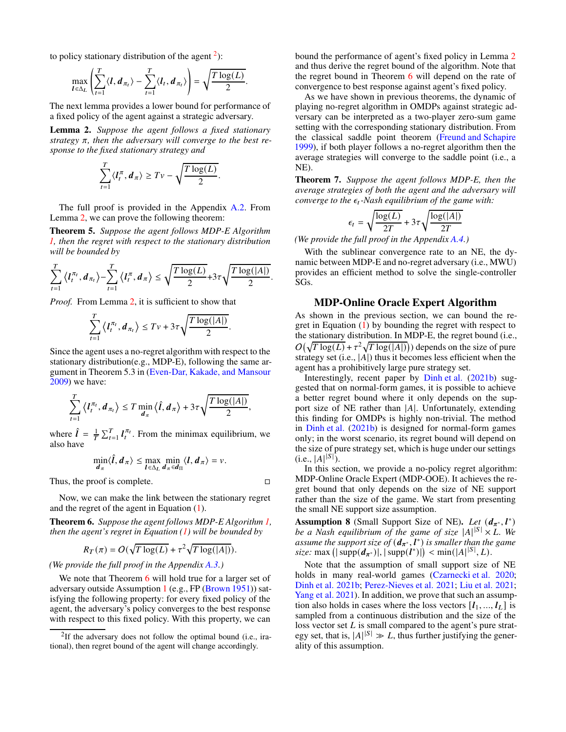to policy stationary distribution of the agent [2]):

$$\max_{\boldsymbol{l} \in \Delta_L} \left( \sum_{t=1}^{T} \langle \boldsymbol{l}, \boldsymbol{d}_{\pi_t} \rangle - \sum_{t=1}^{T} \langle \boldsymbol{l}_t, \boldsymbol{d}_{\pi_t} \rangle \right) = \sqrt{\frac{T \log(L)}{2}}.$$

The next lemma provides a lower bound for performance of a fixed policy of the agent against a strategic adversary.

**Lemma 2.** *Suppose the agent follows a fixed stationary strategy $\pi$, then the adversary will converge to the best response to the fixed stationary strategy and*

$$\sum_{t=1}^{T} \langle \boldsymbol{l}_t^{\pi}, \boldsymbol{d}_{\pi} \rangle \geq Tv - \sqrt{\frac{T \log(L)}{2}}.$$

The full proof is provided in the Appendix A.2. From Lemma 2, we can prove the following theorem:

**Theorem 5.** *Suppose the agent follows MDP-E Algorithm 1, then the regret with respect to the stationary distribution will be bounded by*

$$\sum_{t=1}^{T} \left\langle \boldsymbol{l}_t^{\pi_t}, \boldsymbol{d}_{\pi_t} \right\rangle - \sum_{t=1}^{T} \left\langle \boldsymbol{l}_t^{\pi}, \boldsymbol{d}_{\pi} \right\rangle \leq \sqrt{\frac{T \log(L)}{2}} + 3\tau \sqrt{\frac{T \log(|A|)}{2}}.$$

*Proof.* From Lemma 2, it is sufficient to show that

$$\sum_{t=1}^{T} \left\langle \boldsymbol{l}_t^{\pi_t}, \boldsymbol{d}_{\pi_t} \right\rangle \leq Tv + 3\tau \sqrt{\frac{T \log(|A|)}{2}}.$$

Since the agent uses a no-regret algorithm with respect to the stationary distribution(e.g., MDP-E), following the same argument in Theorem 5.3 in (Even-Dar, Kakade, and Mansour 2009) we have:

$$\sum_{t=1}^{T} \left\langle \boldsymbol{l}_t^{\pi_t}, \boldsymbol{d}_{\pi_t} \right\rangle \leq T \min_{\boldsymbol{d}_{\pi}} \left\langle \hat{\boldsymbol{l}}, \boldsymbol{d}_{\pi} \right\rangle + 3\tau \sqrt{\frac{T \log(|A|)}{2}},$$

where $\hat{\boldsymbol{l}} = \frac{1}{T} \sum_{t=1}^{T} \boldsymbol{l}_t^{\pi_t}$. From the minimax equilibrium, we also have

$$\min_{\boldsymbol{d}_{\pi}} \langle \hat{\boldsymbol{l}}, \boldsymbol{d}_{\pi} \rangle \leq \max_{\boldsymbol{l} \in \Delta_L} \min_{\boldsymbol{d}_{\pi} \in \boldsymbol{d}_{\Pi}} \langle \boldsymbol{l}, \boldsymbol{d}_{\pi} \rangle = v.$$

Thus, the proof is complete. ◻

Now, we can make the link between the stationary regret and the regret of the agent in Equation (1).

**Theorem 6.** *Suppose the agent follows MDP-E Algorithm 1, then the agent's regret in Equation (1) will be bounded by*

$$R_T(\pi) = O(\sqrt{T \log(L)} + \tau^2 \sqrt{T \log(|A|)}).$$

*(We provide the full proof in the Appendix A.3.)*

We note that Theorem 6 will hold true for a larger set of adversary outside Assumption 1 (e.g., FP (Brown 1951)) satisfying the following property: for every fixed policy of the agent, the adversary's policy converges to the best response with respect to this fixed policy. With this property, we can bound the performance of agent's fixed policy in Lemma 2 and thus derive the regret bound of the algorithm. Note that the regret bound in Theorem 6 will depend on the rate of convergence to best response against agent's fixed policy.

As we have shown in previous theorems, the dynamic of playing no-regret algorithm in OMDPs against strategic adversary can be interpreted as a two-player zero-sum game setting with the corresponding stationary distribution. From the classical saddle point theorem (Freund and Schapire 1999), if both player follows a no-regret algorithm then the average strategies will converge to the saddle point (i.e., a NE).

**Theorem 7.** *Suppose the agent follows MDP-E, then the average strategies of both the agent and the adversary will converge to the $\epsilon_t$-Nash equilibrium of the game with:*

$$\epsilon_t = \sqrt{\frac{\log(L)}{2T}} + 3\tau \sqrt{\frac{\log(|A|)}{2T}}$$

*(We provide the full proof in the Appendix A.4.)*

With the sublinear convergence rate to an NE, the dynamic between MDP-E and no-regret adversary (i.e., MWU) provides an efficient method to solve the single-controller SGs.

## MDP-Online Oracle Expert Algorithm

As shown in the previous section, we can bound the regret in Equation (1) by bounding the regret with respect to the stationary distribution. In MDP-E, the regret bound (i.e., $O(\sqrt{T \log(L)} + \tau^2 \sqrt{T \log(|A|)})$) depends on the size of pure strategy set (i.e., $|A|$) thus it becomes less efficient when the agent has a prohibitively large pure strategy set.

Interestingly, recent paper by Dinh et al. (2021b) suggested that on normal-form games, it is possible to achieve a better regret bound where it only depends on the support size of NE rather than $|A|$. Unfortunately, extending this finding for OMDPs is highly non-trivial. The method in Dinh et al. (2021b) is designed for normal-form games only; in the worst scenario, its regret bound will depend on the size of pure strategy set, which is huge under our settings (i.e., $|A|^{|S|}$).

In this section, we provide a no-policy regret algorithm: MDP-Online Oracle Expert (MDP-OOE). It achieves the regret bound that only depends on the size of NE support rather than the size of the game. We start from presenting the small NE support size assumption.

**Assumption 8** (Small Support Size of NE)**.** *Let $(\boldsymbol{d}_{\pi^*}, \boldsymbol{l}^*)$ be a Nash equilibrium of the game of size $|A|^{|S|} \times L$. We assume the support size of $(\boldsymbol{d}_{\pi^*}, \boldsymbol{l}^*)$ is smaller than the game size:* $\max\left(|\operatorname{supp}(\boldsymbol{d}_{\pi^*})|, |\operatorname{supp}(\boldsymbol{l}^*)|\right) < \min(|A|^{|S|}, L)$.

Note that the assumption of small support size of NE holds in many real-world games (Czarnecki et al. 2020; Dinh et al. 2021b; Perez-Nieves et al. 2021; Liu et al. 2021; Yang et al. 2021). In addition, we prove that such an assumption also holds in cases where the loss vectors $[\boldsymbol{l}_1, ..., \boldsymbol{l}_L]$ is sampled from a continuous distribution and the size of the loss vector set $L$ is small compared to the agent's pure strategy set, that is, $|A|^{|S|} \gg L$, thus further justifying the generality of this assumption.

[2] If the adversary does not follow the optimal bound (i.e., irational), then regret bound of the agent will change accordingly.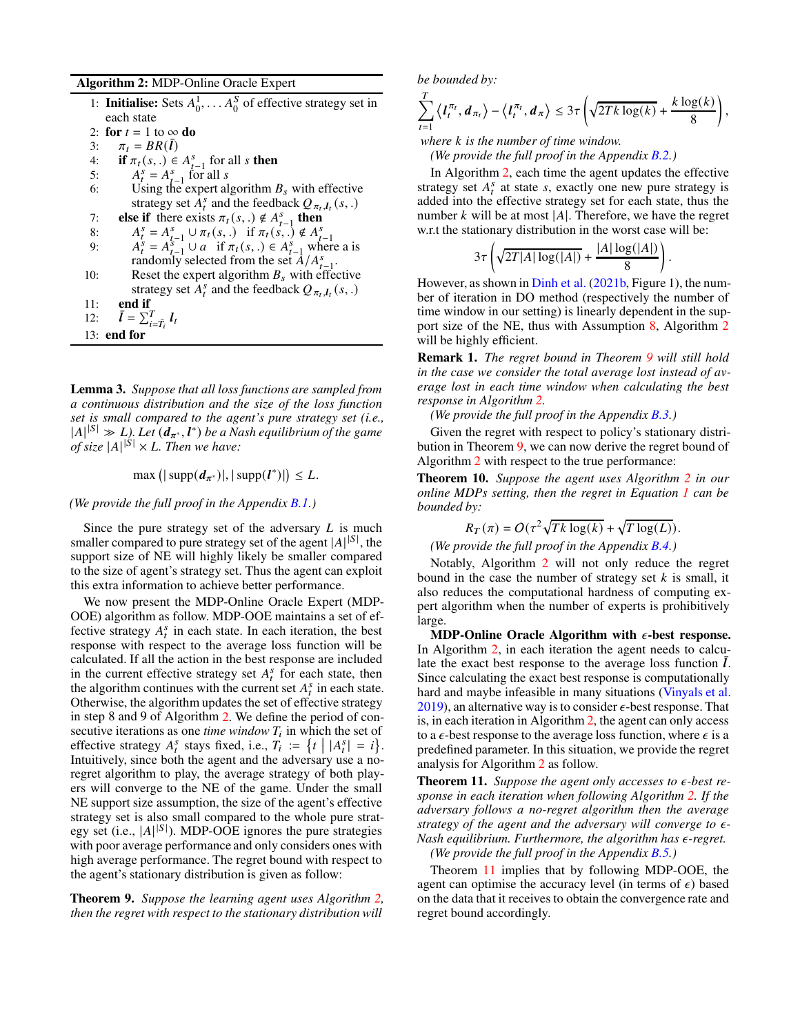**Algorithm 2:** MDP-Online Oracle Expert

```
1: Initialise: Sets A_0^1, ... A_0^S of effective strategy set in each state
2: for t = 1 to ∞ do
3:   π_t = BR(l̄)
4:   if π_t(s,.) ∈ A_{t-1}^s for all s then
5:     A_t^s = A_{t-1}^s for all s
6:     Using the expert algorithm B_s with effective strategy set A_t^s and the feedback Q_{π_t,l_t}(s,.)
7:   else if there exists π_t(s,.) ∉ A_{t-1}^s then
8:     A_t^s = A_{t-1}^s ∪ π_t(s,.)  if π_t(s,.) ∉ A_{t-1}^s
9:     A_t^s = A_{t-1}^s ∪ a  if π_t(s,.) ∈ A_{t-1}^s where a is randomly selected from the set A/A_{t-1}^s.
10:    Reset the expert algorithm B_s with effective strategy set A_t^s and the feedback Q_{π_t,l_t}(s,.)
11:  end if
12:  l̄ = Σ_{i=T̄_i}^T l_t
13: end for
```

**Lemma 3.** *Suppose that all loss functions are sampled from a continuous distribution and the size of the loss function set is small compared to the agent's pure strategy set (i.e., $|A|^{|S|} \gg L$). Let $(\boldsymbol{d}_{\pi^*}, \boldsymbol{l}^*)$ be a Nash equilibrium of the game of size $|A|^{|S|} \times L$. Then we have:*

$$\max\left(|\operatorname{supp}(\boldsymbol{d}_{\pi^*})|, |\operatorname{supp}(\boldsymbol{l}^*)|\right) \leq L.$$

*(We provide the full proof in the Appendix B.1.)*

Since the pure strategy set of the adversary $L$ is much smaller compared to pure strategy set of the agent $|A|^{|S|}$, the support size of NE will highly likely be smaller compared to the size of agent's strategy set. Thus the agent can exploit this extra information to achieve better performance.

We now present the MDP-Online Oracle Expert (MDP-OOE) algorithm as follow. MDP-OOE maintains a set of effective strategy $A_t^s$ in each state. In each iteration, the best response with respect to the average loss function will be calculated. If all the action in the best response are included in the current effective strategy $A_t^s$ for each state, then the algorithm continues with the current set $A_t^s$ in each state. Otherwise, the algorithm updates the set of effective strategy in step 8 and 9 of Algorithm 2. We define the period of consecutive iterations as one *time window* $T_i$ in which the set of effective strategy $A_t^s$ stays fixed, i.e., $T_i := \left\{t \mid |A_t^s| = i\right\}$. Intuitively, since both the agent and the adversary use a no-regret algorithm to play, the average strategy of both players will converge to the NE of the game. Under the small NE support size assumption, the size of the agent's effective strategy set is also small compared to the whole pure strategy set (i.e., $|A|^{|S|}$). MDP-OOE ignores the pure strategies with poor average performance and only considers ones with high average performance. The regret bound with respect to the agent's stationary distribution is given as follow:

**Theorem 9.** *Suppose the learning agent uses Algorithm 2, then the regret with respect to the stationary distribution will be bounded by:*

$$\sum_{t=1}^{T}\left\langle \boldsymbol{l}_t^{\pi_t}, \boldsymbol{d}_{\pi_t}\right\rangle - \left\langle \boldsymbol{l}_t^{\pi_t}, \boldsymbol{d}_{\pi}\right\rangle \leq 3\tau\left(\sqrt{2Tk\log(k)} + \frac{k\log(k)}{8}\right),$$

*where $k$ is the number of time window.*

*(We provide the full proof in the Appendix B.2.)*

In Algorithm 2, each time the agent updates the effective strategy set $A_t^s$ at state $s$, exactly one new pure strategy is added into the effective strategy set for each state, thus the number $k$ will be at most $|A|$. Therefore, we have the regret w.r.t the stationary distribution in the worst case will be:

$$3\tau\left(\sqrt{2T|A|\log(|A|)} + \frac{|A|\log(|A|)}{8}\right).$$

However, as shown in Dinh et al. (2021b, Figure 1), the number of iteration in DO method (respectively the number of time window in our setting) is linearly dependent in the support size of the NE, thus with Assumption 8, Algorithm 2 will be highly efficient.

**Remark 1.** *The regret bound in Theorem 9 will still hold in the case we consider the total average lost instead of average lost in each time window when calculating the best response in Algorithm 2.*

*(We provide the full proof in the Appendix B.3.)*

Given the regret with respect to policy's stationary distribution in Theorem 9, we can now derive the regret bound of Algorithm 2 with respect to the true performance:

**Theorem 10.** *Suppose the agent uses Algorithm 2 in our online MDPs setting, then the regret in Equation 1 can be bounded by:*

$$R_T(\pi) = O(\tau^2\sqrt{Tk\log(k)} + \sqrt{T\log(L)}).$$

*(We provide the full proof in the Appendix B.4.)*

Notably, Algorithm 2 will not only reduce the regret bound in the case the number of strategy set $k$ is small, it also reduces the computational hardness of computing expert algorithm when the number of experts is prohibitively large.

**MDP-Online Oracle Algorithm with $\epsilon$-best response.** In Algorithm 2, in each iteration the agent needs to calculate the exact best response to the average loss function $\bar{\boldsymbol{l}}$. Since calculating the exact best response is computationally hard and maybe infeasible in many situations (Vinyals et al. 2019), an alternative way is to consider $\epsilon$-best response. That is, in each iteration in Algorithm 2, the agent can only access to a $\epsilon$-best response to the average loss function, where $\epsilon$ is a predefined parameter. In this situation, we provide the regret analysis for Algorithm 2 as follow.

**Theorem 11.** *Suppose the agent only accesses to $\epsilon$-best response in each iteration when following Algorithm 2. If the adversary follows a no-regret algorithm then the average strategy of the agent and the adversary will converge to $\epsilon$-Nash equilibrium. Furthermore, the algorithm has $\epsilon$-regret.*

*(We provide the full proof in the Appendix B.5.)*

Theorem 11 implies that by following MDP-OOE, the agent can optimise the accuracy level (in terms of $\epsilon$) based on the data that it receives to obtain the convergence rate and regret bound accordingly.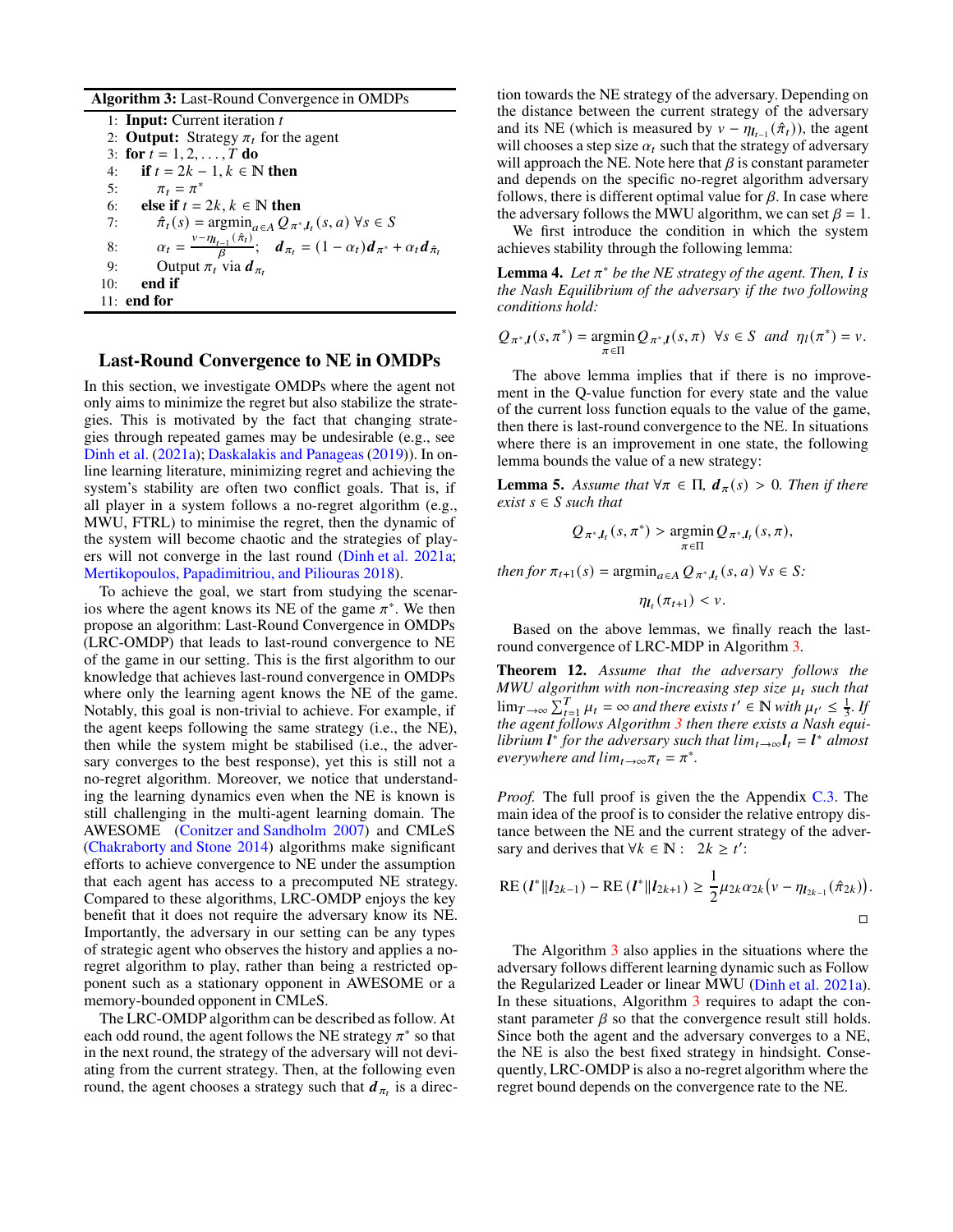**Algorithm 3:** Last-Round Convergence in OMDPs

```
1:  Input: Current iteration t
2:  Output: Strategy π_t for the agent
3:  for t = 1, 2, ..., T do
4:      if t = 2k − 1, k ∈ ℕ then
5:          π_t = π*
6:      else if t = 2k, k ∈ ℕ then
7:          π̂_t(s) = argmin_{a∈A} Q_{π*, l_t}(s, a) ∀s ∈ S
8:          α_t = (v − η_{l_{t−1}}(π̂_t)) / β;   d_{π_t} = (1 − α_t) d_{π*} + α_t d_{π̂_t}
9:          Output π_t via d_{π_t}
10:     end if
11: end for
```

## Last-Round Convergence to NE in OMDPs

In this section, we investigate OMDPs where the agent not only aims to minimize the regret but also stabilize the strategies. This is motivated by the fact that changing strategies through repeated games may be undesirable (e.g., see Dinh et al. (2021a); Daskalakis and Panageas (2019)). In online learning literature, minimizing regret and achieving the system's stability are often two conflict goals. That is, if all player in a system follows a no-regret algorithm (e.g., MWU, FTRL) to minimise the regret, then the dynamic of the system will become chaotic and the strategies of players will not converge in the last round (Dinh et al. 2021a; Mertikopoulos, Papadimitriou, and Piliouras 2018).

To achieve the goal, we start from studying the scenarios where the agent knows its NE of the game $\pi^*$. We then propose an algorithm: Last-Round Convergence in OMDPs (LRC-OMDP) that leads to last-round convergence to NE of the game in our setting. This is the first algorithm to our knowledge that achieves last-round convergence in OMDPs where only the learning agent knows the NE of the game. Notably, this goal is non-trivial to achieve. For example, if the agent keeps following the same strategy (i.e., the NE), then while the system might be stabilised (i.e., the adversary converges to the best response), yet this is still not a no-regret algorithm. Moreover, we notice that understanding the learning dynamics even when the NE is known is still challenging in the multi-agent learning domain. The AWESOME (Conitzer and Sandholm 2007) and CMLeS (Chakraborty and Stone 2014) algorithms make significant efforts to achieve convergence to NE under the assumption that each agent has access to a precomputed NE strategy. Compared to these algorithms, LRC-OMDP enjoys the key benefit that it does not require the adversary know its NE. Importantly, the adversary in our setting can be any types of strategic agent who observes the history and applies a no-regret algorithm to play, rather than being a restricted opponent such as a stationary opponent in AWESOME or a memory-bounded opponent in CMLeS.

The LRC-OMDP algorithm can be described as follow. At each odd round, the agent follows the NE strategy $\pi^*$ so that in the next round, the strategy of the adversary will not deviating from the current strategy. Then, at the following even round, the agent chooses a strategy such that $\boldsymbol{d}_{\pi_t}$ is a direction towards the NE strategy of the adversary. Depending on the distance between the current strategy of the adversary and its NE (which is measured by $v - \eta_{\boldsymbol{l}_{t-1}}(\hat{\pi}_t)$), the agent will chooses a step size $\alpha_t$ such that the strategy of adversary will approach the NE. Note here that $\beta$ is constant parameter and depends on the specific no-regret algorithm adversary follows, there is different optimal value for $\beta$. In case where the adversary follows the MWU algorithm, we can set $\beta = 1$.

We first introduce the condition in which the system achieves stability through the following lemma:

**Lemma 4.** *Let $\pi^*$ be the NE strategy of the agent. Then, $\boldsymbol{l}$ is the Nash Equilibrium of the adversary if the two following conditions hold:*

$$Q_{\pi^*,\boldsymbol{l}}(s,\pi^*) = \operatorname*{argmin}_{\pi\in\Pi} Q_{\pi^*,\boldsymbol{l}}(s,\pi) \;\; \forall s \in S \;\; and \;\; \eta_{\boldsymbol{l}}(\pi^*) = v.$$

The above lemma implies that if there is no improvement in the Q-value function for every state and the value of the current loss function equals to the value of the game, then there is last-round convergence to the NE. In situations where there is an improvement in one state, the following lemma bounds the value of a new strategy:

**Lemma 5.** *Assume that $\forall \pi \in \Pi$, $\boldsymbol{d}_\pi(s) > 0$. Then if there exist $s \in S$ such that*

$$Q_{\pi^*,\boldsymbol{l}_t}(s,\pi^*) > \operatorname*{argmin}_{\pi\in\Pi} Q_{\pi^*,\boldsymbol{l}_t}(s,\pi),$$

*then for $\pi_{t+1}(s) = \operatorname{argmin}_{a\in A} Q_{\pi^*,\boldsymbol{l}_t}(s,a)$ $\forall s \in S$:*

$$\eta_{\boldsymbol{l}_t}(\pi_{t+1}) < v.$$

Based on the above lemmas, we finally reach the last-round convergence of LRC-MDP in Algorithm 3.

**Theorem 12.** *Assume that the adversary follows the MWU algorithm with non-increasing step size $\mu_t$ such that $\lim_{T\to\infty}\sum_{t=1}^{T}\mu_t = \infty$ and there exists $t' \in \mathbb{N}$ with $\mu_{t'} \leq \frac{1}{3}$. If the agent follows Algorithm 3 then there exists a Nash equilibrium $\boldsymbol{l}^*$ for the adversary such that $\lim_{t\to\infty}\boldsymbol{l}_t = \boldsymbol{l}^*$ almost everywhere and $\lim_{t\to\infty}\pi_t = \pi^*$.*

*Proof.* The full proof is given the the Appendix C.3. The main idea of the proof is to consider the relative entropy distance between the NE and the current strategy of the adversary and derives that $\forall k \in \mathbb{N}: \;\; 2k \geq t'$:

$$\mathrm{RE}\left(\boldsymbol{l}^* \| \boldsymbol{l}_{2k-1}\right) - \mathrm{RE}\left(\boldsymbol{l}^* \| \boldsymbol{l}_{2k+1}\right) \geq \frac{1}{2}\mu_{2k}\alpha_{2k}\big(v - \eta_{\boldsymbol{l}_{2k-1}}(\hat{\pi}_{2k})\big).$$

□

The Algorithm 3 also applies in the situations where the adversary follows different learning dynamic such as Follow the Regularized Leader or linear MWU (Dinh et al. 2021a). In these situations, Algorithm 3 requires to adapt the constant parameter $\beta$ so that the convergence result still holds. Since both the agent and the adversary converges to a NE, the NE is also the best fixed strategy in hindsight. Consequently, LRC-OMDP is also a no-regret algorithm where the regret bound depends on the convergence rate to the NE.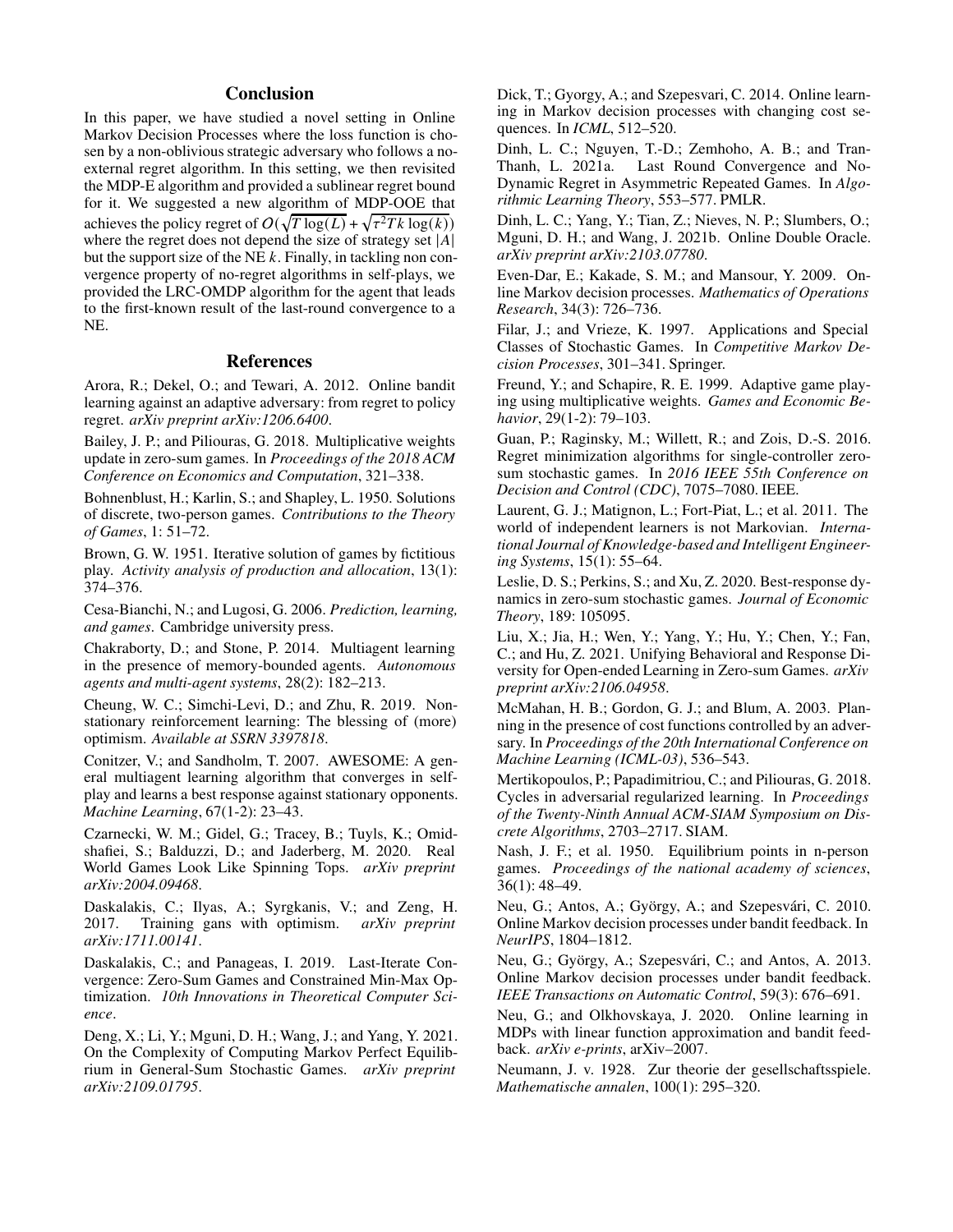## Conclusion

In this paper, we have studied a novel setting in Online Markov Decision Processes where the loss function is chosen by a non-oblivious strategic adversary who follows a no-external regret algorithm. In this setting, we then revisited the MDP-E algorithm and provided a sublinear regret bound for it. We suggested a new algorithm of MDP-OOE that achieves the policy regret of $O(\sqrt{T\log(L)} + \sqrt{\tau^2 Tk\log(k)})$ where the regret does not depend the size of strategy set $|A|$ but the support size of the NE $k$. Finally, in tackling non convergence property of no-regret algorithms in self-plays, we provided the LRC-OMDP algorithm for the agent that leads to the first-known result of the last-round convergence to a NE.

## References

Arora, R.; Dekel, O.; and Tewari, A. 2012. Online bandit learning against an adaptive adversary: from regret to policy regret. *arXiv preprint arXiv:1206.6400*.

Bailey, J. P.; and Piliouras, G. 2018. Multiplicative weights update in zero-sum games. In *Proceedings of the 2018 ACM Conference on Economics and Computation*, 321–338.

Bohnenblust, H.; Karlin, S.; and Shapley, L. 1950. Solutions of discrete, two-person games. *Contributions to the Theory of Games*, 1: 51–72.

Brown, G. W. 1951. Iterative solution of games by fictitious play. *Activity analysis of production and allocation*, 13(1): 374–376.

Cesa-Bianchi, N.; and Lugosi, G. 2006. *Prediction, learning, and games*. Cambridge university press.

Chakraborty, D.; and Stone, P. 2014. Multiagent learning in the presence of memory-bounded agents. *Autonomous agents and multi-agent systems*, 28(2): 182–213.

Cheung, W. C.; Simchi-Levi, D.; and Zhu, R. 2019. Non-stationary reinforcement learning: The blessing of (more) optimism. *Available at SSRN 3397818*.

Conitzer, V.; and Sandholm, T. 2007. AWESOME: A general multiagent learning algorithm that converges in self-play and learns a best response against stationary opponents. *Machine Learning*, 67(1-2): 23–43.

Czarnecki, W. M.; Gidel, G.; Tracey, B.; Tuyls, K.; Omidshafiei, S.; Balduzzi, D.; and Jaderberg, M. 2020. Real World Games Look Like Spinning Tops. *arXiv preprint arXiv:2004.09468*.

Daskalakis, C.; Ilyas, A.; Syrgkanis, V.; and Zeng, H. 2017. Training gans with optimism. *arXiv preprint arXiv:1711.00141*.

Daskalakis, C.; and Panageas, I. 2019. Last-Iterate Convergence: Zero-Sum Games and Constrained Min-Max Optimization. *10th Innovations in Theoretical Computer Science*.

Deng, X.; Li, Y.; Mguni, D. H.; Wang, J.; and Yang, Y. 2021. On the Complexity of Computing Markov Perfect Equilibrium in General-Sum Stochastic Games. *arXiv preprint arXiv:2109.01795*.

Dick, T.; Gyorgy, A.; and Szepesvari, C. 2014. Online learning in Markov decision processes with changing cost sequences. In *ICML*, 512–520.

Dinh, L. C.; Nguyen, T.-D.; Zemhoho, A. B.; and Tran-Thanh, L. 2021a. Last Round Convergence and No-Dynamic Regret in Asymmetric Repeated Games. In *Algorithmic Learning Theory*, 553–577. PMLR.

Dinh, L. C.; Yang, Y.; Tian, Z.; Nieves, N. P.; Slumbers, O.; Mguni, D. H.; and Wang, J. 2021b. Online Double Oracle. *arXiv preprint arXiv:2103.07780*.

Even-Dar, E.; Kakade, S. M.; and Mansour, Y. 2009. Online Markov decision processes. *Mathematics of Operations Research*, 34(3): 726–736.

Filar, J.; and Vrieze, K. 1997. Applications and Special Classes of Stochastic Games. In *Competitive Markov Decision Processes*, 301–341. Springer.

Freund, Y.; and Schapire, R. E. 1999. Adaptive game playing using multiplicative weights. *Games and Economic Behavior*, 29(1-2): 79–103.

Guan, P.; Raginsky, M.; Willett, R.; and Zois, D.-S. 2016. Regret minimization algorithms for single-controller zero-sum stochastic games. In *2016 IEEE 55th Conference on Decision and Control (CDC)*, 7075–7080. IEEE.

Laurent, G. J.; Matignon, L.; Fort-Piat, L.; et al. 2011. The world of independent learners is not Markovian. *International Journal of Knowledge-based and Intelligent Engineering Systems*, 15(1): 55–64.

Leslie, D. S.; Perkins, S.; and Xu, Z. 2020. Best-response dynamics in zero-sum stochastic games. *Journal of Economic Theory*, 189: 105095.

Liu, X.; Jia, H.; Wen, Y.; Yang, Y.; Hu, Y.; Chen, Y.; Fan, C.; and Hu, Z. 2021. Unifying Behavioral and Response Diversity for Open-ended Learning in Zero-sum Games. *arXiv preprint arXiv:2106.04958*.

McMahan, H. B.; Gordon, G. J.; and Blum, A. 2003. Planning in the presence of cost functions controlled by an adversary. In *Proceedings of the 20th International Conference on Machine Learning (ICML-03)*, 536–543.

Mertikopoulos, P.; Papadimitriou, C.; and Piliouras, G. 2018. Cycles in adversarial regularized learning. In *Proceedings of the Twenty-Ninth Annual ACM-SIAM Symposium on Discrete Algorithms*, 2703–2717. SIAM.

Nash, J. F.; et al. 1950. Equilibrium points in n-person games. *Proceedings of the national academy of sciences*, 36(1): 48–49.

Neu, G.; Antos, A.; György, A.; and Szepesvári, C. 2010. Online Markov decision processes under bandit feedback. In *NeurIPS*, 1804–1812.

Neu, G.; György, A.; Szepesvári, C.; and Antos, A. 2013. Online Markov decision processes under bandit feedback. *IEEE Transactions on Automatic Control*, 59(3): 676–691.

Neu, G.; and Olkhovskaya, J. 2020. Online learning in MDPs with linear function approximation and bandit feedback. *arXiv e-prints*, arXiv–2007.

Neumann, J. v. 1928. Zur theorie der gesellschaftsspiele. *Mathematische annalen*, 100(1): 295–320.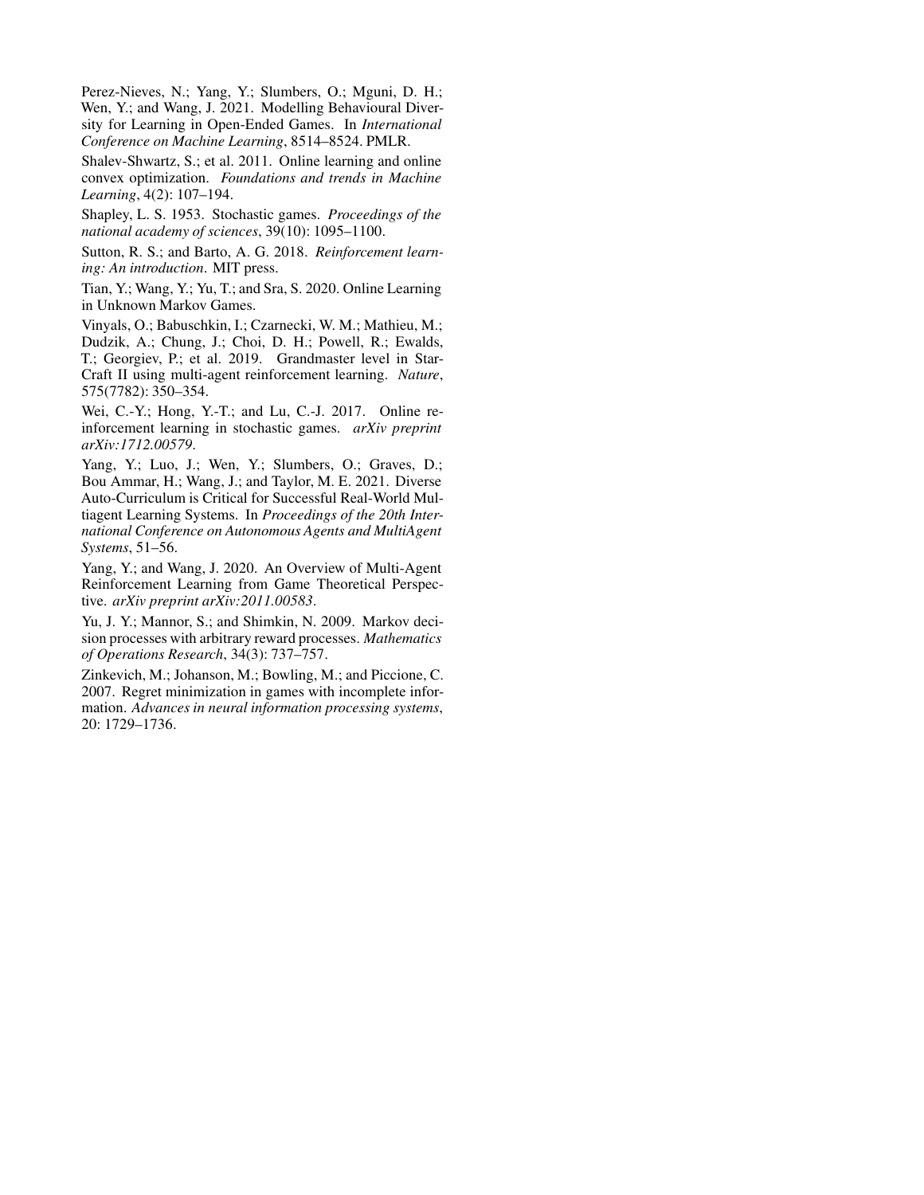Perez-Nieves, N.; Yang, Y.; Slumbers, O.; Mguni, D. H.; Wen, Y.; and Wang, J. 2021. Modelling Behavioural Diversity for Learning in Open-Ended Games. In *International Conference on Machine Learning*, 8514–8524. PMLR.

Shalev-Shwartz, S.; et al. 2011. Online learning and online convex optimization. *Foundations and trends in Machine Learning*, 4(2): 107–194.

Shapley, L. S. 1953. Stochastic games. *Proceedings of the national academy of sciences*, 39(10): 1095–1100.

Sutton, R. S.; and Barto, A. G. 2018. *Reinforcement learning: An introduction*. MIT press.

Tian, Y.; Wang, Y.; Yu, T.; and Sra, S. 2020. Online Learning in Unknown Markov Games.

Vinyals, O.; Babuschkin, I.; Czarnecki, W. M.; Mathieu, M.; Dudzik, A.; Chung, J.; Choi, D. H.; Powell, R.; Ewalds, T.; Georgiev, P.; et al. 2019. Grandmaster level in StarCraft II using multi-agent reinforcement learning. *Nature*, 575(7782): 350–354.

Wei, C.-Y.; Hong, Y.-T.; and Lu, C.-J. 2017. Online reinforcement learning in stochastic games. *arXiv preprint arXiv:1712.00579*.

Yang, Y.; Luo, J.; Wen, Y.; Slumbers, O.; Graves, D.; Bou Ammar, H.; Wang, J.; and Taylor, M. E. 2021. Diverse Auto-Curriculum is Critical for Successful Real-World Multiagent Learning Systems. In *Proceedings of the 20th International Conference on Autonomous Agents and MultiAgent Systems*, 51–56.

Yang, Y.; and Wang, J. 2020. An Overview of Multi-Agent Reinforcement Learning from Game Theoretical Perspective. *arXiv preprint arXiv:2011.00583*.

Yu, J. Y.; Mannor, S.; and Shimkin, N. 2009. Markov decision processes with arbitrary reward processes. *Mathematics of Operations Research*, 34(3): 737–757.

Zinkevich, M.; Johanson, M.; Bowling, M.; and Piccione, C. 2007. Regret minimization in games with incomplete information. *Advances in neural information processing systems*, 20: 1729–1736.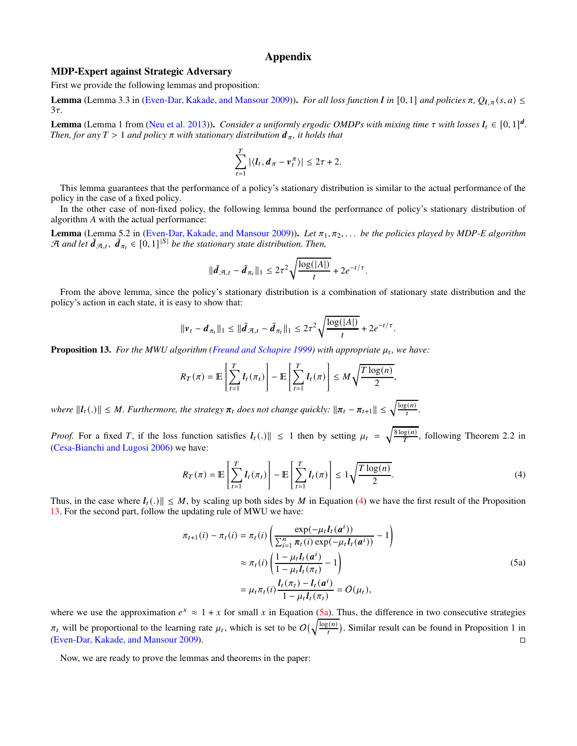# Appendix

## MDP-Expert against Strategic Adversary

First we provide the following lemmas and proposition:

**Lemma** (Lemma 3.3 in (Even-Dar, Kakade, and Mansour 2009)). *For all loss function $\boldsymbol{l}$ in $[0,1]$ and policies $\pi$, $Q_{\boldsymbol{l},\pi}(s,a) \leq 3\tau$.*

**Lemma** (Lemma 1 from (Neu et al. 2013)). *Consider a uniformly ergodic OMDPs with mixing time $\tau$ with losses $\boldsymbol{l}_t \in [0,1]^{\boldsymbol{d}}$. Then, for any $T > 1$ and policy $\pi$ with stationary distribution $\boldsymbol{d}_\pi$, it holds that*

$$\sum_{t=1}^{T} |\langle \boldsymbol{l}_t, \boldsymbol{d}_\pi - \boldsymbol{v}_t^\pi \rangle| \leq 2\tau + 2.$$

This lemma guarantees that the performance of a policy's stationary distribution is similar to the actual performance of the policy in the case of a fixed policy.

In the other case of non-fixed policy, the following lemma bound the performance of policy's stationary distribution of algorithm $A$ with the actual performance:

**Lemma** (Lemma 5.2 in (Even-Dar, Kakade, and Mansour 2009)). *Let $\pi_1, \pi_2, \ldots$ be the policies played by MDP-E algorithm $\mathcal{A}$ and let $\tilde{\boldsymbol{d}}_{\mathcal{A},t}, \; \tilde{\boldsymbol{d}}_{\pi_t} \in [0,1]^{|S|}$ be the stationary state distribution. Then,*

$$\|\tilde{\boldsymbol{d}}_{\mathcal{A},t} - \tilde{\boldsymbol{d}}_{\pi_t}\|_1 \leq 2\tau^2 \sqrt{\frac{\log(|A|)}{t}} + 2e^{-t/\tau}.$$

From the above lemma, since the policy's stationary distribution is a combination of stationary state distribution and the policy's action in each state, it is easy to show that:

$$\|\boldsymbol{v}_t - \boldsymbol{d}_{\pi_t}\|_1 \leq \|\tilde{\boldsymbol{d}}_{\mathcal{A},t} - \tilde{\boldsymbol{d}}_{\pi_t}\|_1 \leq 2\tau^2 \sqrt{\frac{\log(|A|)}{t}} + 2e^{-t/\tau}.$$

**Proposition 13.** *For the MWU algorithm (Freund and Schapire 1999) with appropriate $\mu_t$, we have:*

$$R_T(\pi) = \mathbb{E}\left[\sum_{t=1}^{T} \boldsymbol{l}_t(\pi_t)\right] - \mathbb{E}\left[\sum_{t=1}^{T} \boldsymbol{l}_t(\pi)\right] \leq M\sqrt{\frac{T\log(n)}{2}},$$

*where $\|\boldsymbol{l}_t(.)\| \leq M$. Furthermore, the strategy $\boldsymbol{\pi}_t$ does not change quickly: $\|\boldsymbol{\pi}_t - \boldsymbol{\pi}_{t+1}\| \leq \sqrt{\frac{\log(n)}{t}}$.*

*Proof.* For a fixed $T$, if the loss function satisfies $\boldsymbol{l}_t(.)\| \leq 1$ then by setting $\mu_t = \sqrt{\frac{8\log(n)}{T}}$, following Theorem 2.2 in (Cesa-Bianchi and Lugosi 2006) we have:

$$R_T(\pi) = \mathbb{E}\left[\sum_{t=1}^{T} \boldsymbol{l}_t(\pi_t)\right] - \mathbb{E}\left[\sum_{t=1}^{T} \boldsymbol{l}_t(\pi)\right] \leq 1\sqrt{\frac{T\log(n)}{2}}. \tag{4}$$

Thus, in the case where $\boldsymbol{l}_t(.)\| \leq M$, by scaling up both sides by $M$ in Equation (4) we have the first result of the Proposition 13. For the second part, follow the updating rule of MWU we have:

$$\begin{aligned}
\pi_{t+1}(i) - \pi_t(i) &= \pi_t(i)\left(\frac{\exp(-\mu_t \boldsymbol{l}_t(\boldsymbol{a}^i))}{\sum_{i=1}^n \boldsymbol{\pi}_t(i)\exp(-\mu_t \boldsymbol{l}_t(\boldsymbol{a}^i))} - 1\right) \\
&\approx \pi_t(i)\left(\frac{1 - \mu_t \boldsymbol{l}_t(\boldsymbol{a}^i)}{1 - \mu_t \boldsymbol{l}_t(\pi_t)} - 1\right) \\
&= \mu_t \pi_t(i)\frac{\boldsymbol{l}_t(\pi_t) - \boldsymbol{l}_t(\boldsymbol{a}^i)}{1 - \mu_t \boldsymbol{l}_t(\pi_t)} = O(\mu_t),
\end{aligned} \tag{5a}$$

where we use the approximation $e^x \approx 1 + x$ for small $x$ in Equation (5a). Thus, the difference in two consecutive strategies $\pi_t$ will be proportional to the learning rate $\mu_t$, which is set to be $O\left(\sqrt{\frac{\log(n)}{t}}\right)$. Similar result can be found in Proposition 1 in (Even-Dar, Kakade, and Mansour 2009). □

Now, we are ready to prove the lemmas and theorems in the paper: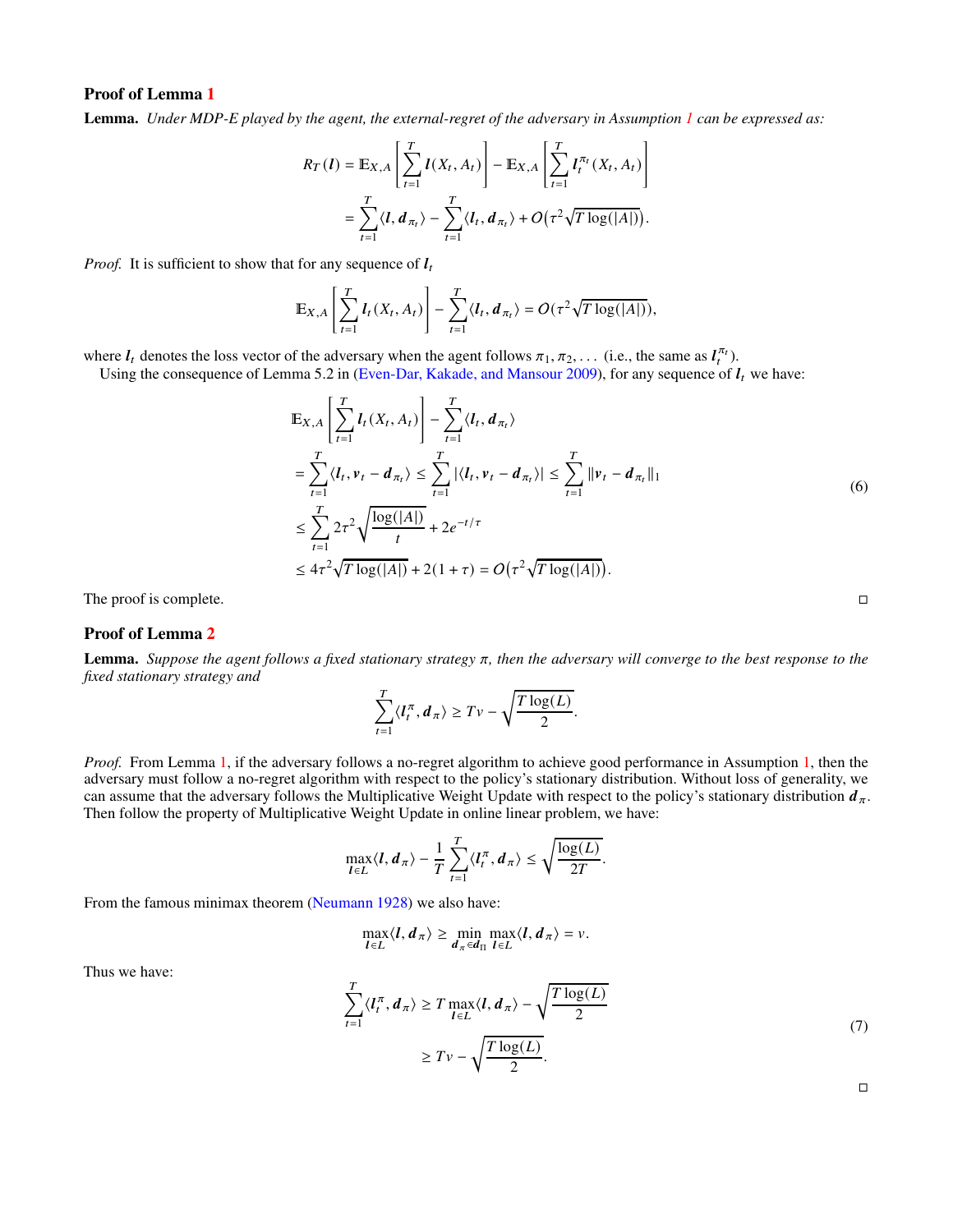### Proof of Lemma 1

**Lemma.** *Under MDP-E played by the agent, the external-regret of the adversary in Assumption 1 can be expressed as:*

$$
\begin{aligned}
R_T(\boldsymbol{l}) &= \mathbb{E}_{X,A}\left[\sum_{t=1}^{T} \boldsymbol{l}(X_t, A_t)\right] - \mathbb{E}_{X,A}\left[\sum_{t=1}^{T} \boldsymbol{l}_t^{\pi_t}(X_t, A_t)\right] \\
&= \sum_{t=1}^{T}\langle \boldsymbol{l}, \boldsymbol{d}_{\pi_t}\rangle - \sum_{t=1}^{T}\langle \boldsymbol{l}_t, \boldsymbol{d}_{\pi_t}\rangle + O\big(\tau^2\sqrt{T\log(|A|)}\big).
\end{aligned}
$$

*Proof.* It is sufficient to show that for any sequence of $\boldsymbol{l}_t$

$$
\mathbb{E}_{X,A}\left[\sum_{t=1}^{T} \boldsymbol{l}_t(X_t, A_t)\right] - \sum_{t=1}^{T}\langle \boldsymbol{l}_t, \boldsymbol{d}_{\pi_t}\rangle = O(\tau^2\sqrt{T\log(|A|)}),
$$

where $\boldsymbol{l}_t$ denotes the loss vector of the adversary when the agent follows $\pi_1, \pi_2, \ldots$ (i.e., the same as $\boldsymbol{l}_t^{\pi_t}$).

Using the consequence of Lemma 5.2 in (Even-Dar, Kakade, and Mansour 2009), for any sequence of $\boldsymbol{l}_t$ we have:

$$
\begin{aligned}
&\mathbb{E}_{X,A}\left[\sum_{t=1}^{T} \boldsymbol{l}_t(X_t, A_t)\right] - \sum_{t=1}^{T}\langle \boldsymbol{l}_t, \boldsymbol{d}_{\pi_t}\rangle \\
&= \sum_{t=1}^{T}\langle \boldsymbol{l}_t, \boldsymbol{v}_t - \boldsymbol{d}_{\pi_t}\rangle \le \sum_{t=1}^{T}|\langle \boldsymbol{l}_t, \boldsymbol{v}_t - \boldsymbol{d}_{\pi_t}\rangle| \le \sum_{t=1}^{T}\|\boldsymbol{v}_t - \boldsymbol{d}_{\pi_t}\|_1 \\
&\le \sum_{t=1}^{T} 2\tau^2\sqrt{\frac{\log(|A|)}{t}} + 2e^{-t/\tau} \\
&\le 4\tau^2\sqrt{T\log(|A|)} + 2(1+\tau) = O\big(\tau^2\sqrt{T\log(|A|)}\big).
\end{aligned}
\tag{6}
$$

The proof is complete. ◻

### Proof of Lemma 2

**Lemma.** *Suppose the agent follows a fixed stationary strategy $\pi$, then the adversary will converge to the best response to the fixed stationary strategy and*

$$
\sum_{t=1}^{T}\langle \boldsymbol{l}_t^{\pi}, \boldsymbol{d}_{\pi}\rangle \ge Tv - \sqrt{\frac{T\log(L)}{2}}.
$$

*Proof.* From Lemma 1, if the adversary follows a no-regret algorithm to achieve good performance in Assumption 1, then the adversary must follow a no-regret algorithm with respect to the policy's stationary distribution. Without loss of generality, we can assume that the adversary follows the Multiplicative Weight Update with respect to the policy's stationary distribution $\boldsymbol{d}_\pi$. Then follow the property of Multiplicative Weight Update in online linear problem, we have:

$$
\max_{\boldsymbol{l}\in L}\langle \boldsymbol{l}, \boldsymbol{d}_\pi\rangle - \frac{1}{T}\sum_{t=1}^{T}\langle \boldsymbol{l}_t^{\pi}, \boldsymbol{d}_\pi\rangle \le \sqrt{\frac{\log(L)}{2T}}.
$$

From the famous minimax theorem (Neumann 1928) we also have:

$$
\max_{\boldsymbol{l}\in L}\langle \boldsymbol{l}, \boldsymbol{d}_\pi\rangle \ge \min_{\boldsymbol{d}_\pi \in \boldsymbol{d}_\Pi}\max_{\boldsymbol{l}\in L}\langle \boldsymbol{l}, \boldsymbol{d}_\pi\rangle = v.
$$

Thus we have:

$$
\begin{aligned}
\sum_{t=1}^{T}\langle \boldsymbol{l}_t^{\pi}, \boldsymbol{d}_\pi\rangle &\ge T\max_{\boldsymbol{l}\in L}\langle \boldsymbol{l}, \boldsymbol{d}_\pi\rangle - \sqrt{\frac{T\log(L)}{2}} \\
&\ge Tv - \sqrt{\frac{T\log(L)}{2}}.
\end{aligned}
\tag{7}
$$

◻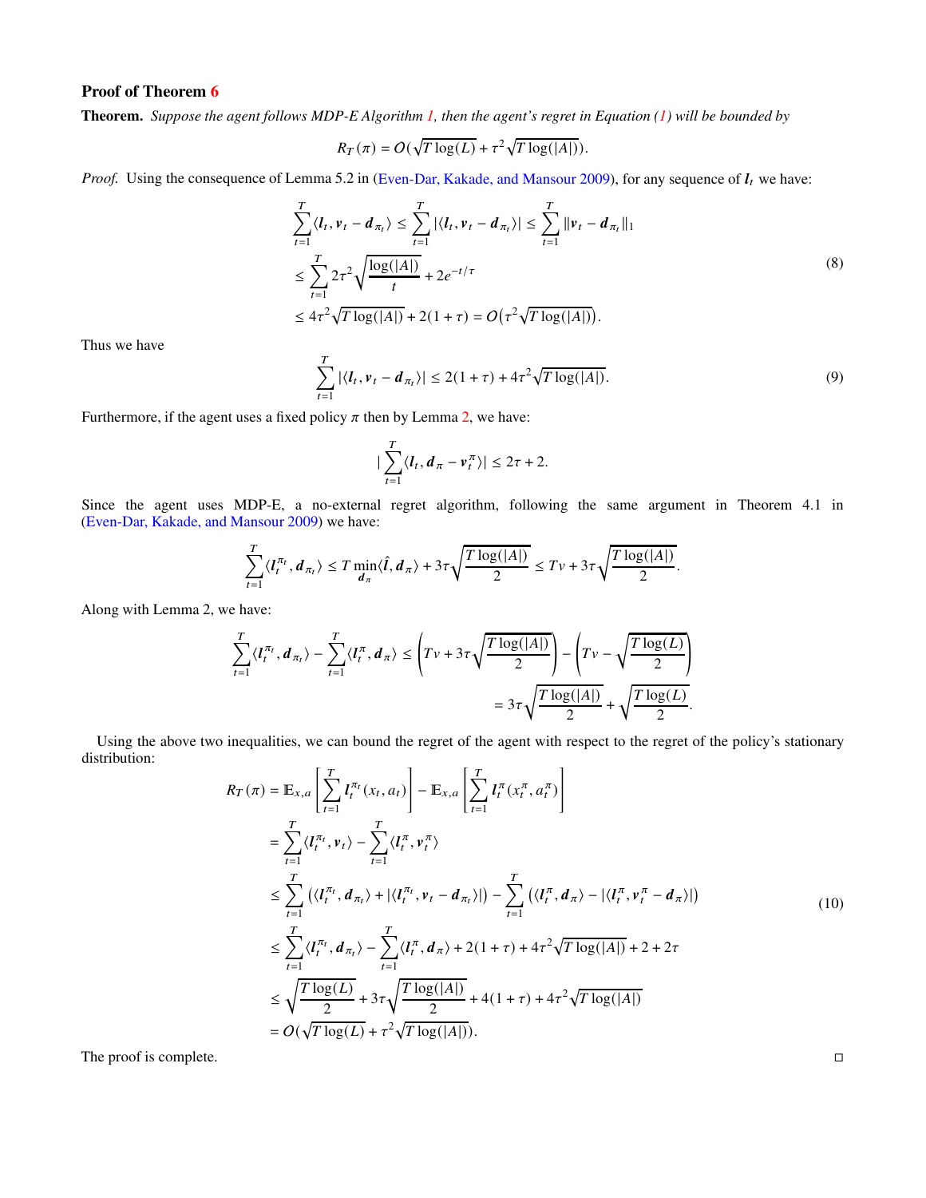### Proof of Theorem 6

**Theorem.** *Suppose the agent follows MDP-E Algorithm 1, then the agent's regret in Equation (1) will be bounded by*

$$R_T(\pi) = O(\sqrt{T\log(L)} + \tau^2\sqrt{T\log(|A|)}).$$

*Proof.* Using the consequence of Lemma 5.2 in (Even-Dar, Kakade, and Mansour 2009), for any sequence of $\boldsymbol{l}_t$ we have:

$$\begin{aligned}
\sum_{t=1}^{T}\langle \boldsymbol{l}_t, \boldsymbol{v}_t - \boldsymbol{d}_{\pi_t}\rangle &\le \sum_{t=1}^{T}|\langle \boldsymbol{l}_t, \boldsymbol{v}_t - \boldsymbol{d}_{\pi_t}\rangle| \le \sum_{t=1}^{T}\|\boldsymbol{v}_t - \boldsymbol{d}_{\pi_t}\|_1 \\
&\le \sum_{t=1}^{T} 2\tau^2\sqrt{\frac{\log(|A|)}{t}} + 2e^{-t/\tau} \\
&\le 4\tau^2\sqrt{T\log(|A|)} + 2(1+\tau) = O\big(\tau^2\sqrt{T\log(|A|)}\big).
\end{aligned} \tag{8}$$

Thus we have

$$\sum_{t=1}^{T}|\langle \boldsymbol{l}_t, \boldsymbol{v}_t - \boldsymbol{d}_{\pi_t}\rangle| \le 2(1+\tau) + 4\tau^2\sqrt{T\log(|A|)}. \tag{9}$$

Furthermore, if the agent uses a fixed policy $\pi$ then by Lemma 2, we have:

$$|\sum_{t=1}^{T}\langle \boldsymbol{l}_t, \boldsymbol{d}_{\pi} - \boldsymbol{v}_t^{\pi}\rangle| \le 2\tau + 2.$$

Since the agent uses MDP-E, a no-external regret algorithm, following the same argument in Theorem 4.1 in (Even-Dar, Kakade, and Mansour 2009) we have:

$$\sum_{t=1}^{T}\langle \boldsymbol{l}_t^{\pi_t}, \boldsymbol{d}_{\pi_t}\rangle \le T\min_{\boldsymbol{d}_\pi}\langle \hat{\boldsymbol{l}}, \boldsymbol{d}_\pi\rangle + 3\tau\sqrt{\frac{T\log(|A|)}{2}} \le Tv + 3\tau\sqrt{\frac{T\log(|A|)}{2}}.$$

Along with Lemma 2, we have:

$$\begin{aligned}
\sum_{t=1}^{T}\langle \boldsymbol{l}_t^{\pi_t}, \boldsymbol{d}_{\pi_t}\rangle - \sum_{t=1}^{T}\langle \boldsymbol{l}_t^{\pi}, \boldsymbol{d}_{\pi}\rangle &\le \left(Tv + 3\tau\sqrt{\frac{T\log(|A|)}{2}}\right) - \left(Tv - \sqrt{\frac{T\log(L)}{2}}\right) \\
&= 3\tau\sqrt{\frac{T\log(|A|)}{2}} + \sqrt{\frac{T\log(L)}{2}}.
\end{aligned}$$

Using the above two inequalities, we can bound the regret of the agent with respect to the regret of the policy's stationary distribution:

$$\begin{aligned}
R_T(\pi) &= \mathbb{E}_{x,a}\left[\sum_{t=1}^{T}\boldsymbol{l}_t^{\pi_t}(x_t, a_t)\right] - \mathbb{E}_{x,a}\left[\sum_{t=1}^{T}\boldsymbol{l}_t^{\pi}(x_t^{\pi}, a_t^{\pi})\right] \\
&= \sum_{t=1}^{T}\langle \boldsymbol{l}_t^{\pi_t}, \boldsymbol{v}_t\rangle - \sum_{t=1}^{T}\langle \boldsymbol{l}_t^{\pi}, \boldsymbol{v}_t^{\pi}\rangle \\
&\le \sum_{t=1}^{T}\left(\langle \boldsymbol{l}_t^{\pi_t}, \boldsymbol{d}_{\pi_t}\rangle + |\langle \boldsymbol{l}_t^{\pi_t}, \boldsymbol{v}_t - \boldsymbol{d}_{\pi_t}\rangle|\right) - \sum_{t=1}^{T}\left(\langle \boldsymbol{l}_t^{\pi}, \boldsymbol{d}_{\pi}\rangle - |\langle \boldsymbol{l}_t^{\pi}, \boldsymbol{v}_t^{\pi} - \boldsymbol{d}_{\pi}\rangle|\right) \\
&\le \sum_{t=1}^{T}\langle \boldsymbol{l}_t^{\pi_t}, \boldsymbol{d}_{\pi_t}\rangle - \sum_{t=1}^{T}\langle \boldsymbol{l}_t^{\pi}, \boldsymbol{d}_{\pi}\rangle + 2(1+\tau) + 4\tau^2\sqrt{T\log(|A|)} + 2 + 2\tau \\
&\le \sqrt{\frac{T\log(L)}{2}} + 3\tau\sqrt{\frac{T\log(|A|)}{2}} + 4(1+\tau) + 4\tau^2\sqrt{T\log(|A|)} \\
&= O(\sqrt{T\log(L)} + \tau^2\sqrt{T\log(|A|)}).
\end{aligned} \tag{10}$$

The proof is complete. □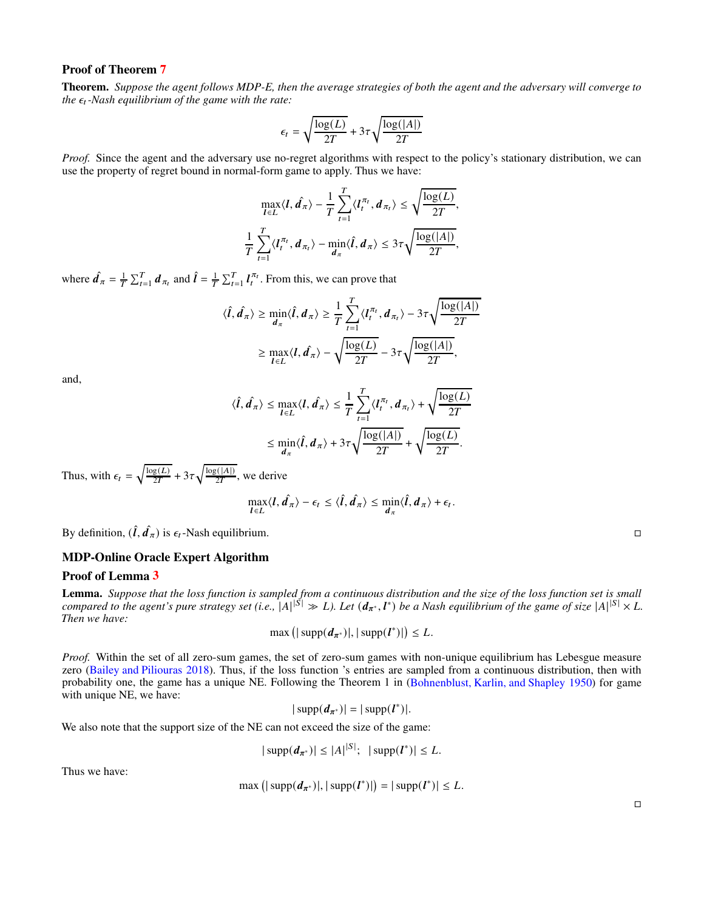### Proof of Theorem 7

**Theorem.** *Suppose the agent follows MDP-E, then the average strategies of both the agent and the adversary will converge to the $\epsilon_t$-Nash equilibrium of the game with the rate:*

$$\epsilon_t = \sqrt{\frac{\log(L)}{2T}} + 3\tau\sqrt{\frac{\log(|A|)}{2T}}$$

*Proof.* Since the agent and the adversary use no-regret algorithms with respect to the policy's stationary distribution, we can use the property of regret bound in normal-form game to apply. Thus we have:

$$\max_{\boldsymbol{l}\in L}\langle \boldsymbol{l}, \hat{\boldsymbol{d}}_\pi\rangle - \frac{1}{T}\sum_{t=1}^{T}\langle \boldsymbol{l}_t^{\pi_t}, \boldsymbol{d}_{\pi_t}\rangle \leq \sqrt{\frac{\log(L)}{2T}},$$

$$\frac{1}{T}\sum_{t=1}^{T}\langle \boldsymbol{l}_t^{\pi_t}, \boldsymbol{d}_{\pi_t}\rangle - \min_{\boldsymbol{d}_\pi}\langle \hat{\boldsymbol{l}}, \boldsymbol{d}_\pi\rangle \leq 3\tau\sqrt{\frac{\log(|A|)}{2T}},$$

where $\hat{\boldsymbol{d}}_\pi = \frac{1}{T}\sum_{t=1}^{T}\boldsymbol{d}_{\pi_t}$ and $\hat{\boldsymbol{l}} = \frac{1}{T}\sum_{t=1}^{T}\boldsymbol{l}_t^{\pi_t}$. From this, we can prove that

$$\begin{aligned}
\langle \hat{\boldsymbol{l}}, \hat{\boldsymbol{d}}_\pi\rangle &\geq \min_{\boldsymbol{d}_\pi}\langle \hat{\boldsymbol{l}}, \boldsymbol{d}_\pi\rangle \geq \frac{1}{T}\sum_{t=1}^{T}\langle \boldsymbol{l}_t^{\pi_t}, \boldsymbol{d}_{\pi_t}\rangle - 3\tau\sqrt{\frac{\log(|A|)}{2T}} \\
&\geq \max_{\boldsymbol{l}\in L}\langle \boldsymbol{l}, \hat{\boldsymbol{d}}_\pi\rangle - \sqrt{\frac{\log(L)}{2T}} - 3\tau\sqrt{\frac{\log(|A|)}{2T}},
\end{aligned}$$

and,

$$\begin{aligned}
\langle \hat{\boldsymbol{l}}, \hat{\boldsymbol{d}}_\pi\rangle &\leq \max_{\boldsymbol{l}\in L}\langle \boldsymbol{l}, \hat{\boldsymbol{d}}_\pi\rangle \leq \frac{1}{T}\sum_{t=1}^{T}\langle \boldsymbol{l}_t^{\pi_t}, \boldsymbol{d}_{\pi_t}\rangle + \sqrt{\frac{\log(L)}{2T}} \\
&\leq \min_{\boldsymbol{d}_\pi}\langle \hat{\boldsymbol{l}}, \boldsymbol{d}_\pi\rangle + 3\tau\sqrt{\frac{\log(|A|)}{2T}} + \sqrt{\frac{\log(L)}{2T}}.
\end{aligned}$$

Thus, with $\epsilon_t = \sqrt{\frac{\log(L)}{2T}} + 3\tau\sqrt{\frac{\log(|A|)}{2T}}$, we derive

$$\max_{\boldsymbol{l}\in L}\langle \boldsymbol{l}, \hat{\boldsymbol{d}}_\pi\rangle - \epsilon_t \leq \langle \hat{\boldsymbol{l}}, \hat{\boldsymbol{d}}_\pi\rangle \leq \min_{\boldsymbol{d}_\pi}\langle \hat{\boldsymbol{l}}, \boldsymbol{d}_\pi\rangle + \epsilon_t.$$

By definition, $(\hat{\boldsymbol{l}}, \hat{\boldsymbol{d}}_\pi)$ is $\epsilon_t$-Nash equilibrium. □

## MDP-Online Oracle Expert Algorithm

### Proof of Lemma 3

**Lemma.** *Suppose that the loss function is sampled from a continuous distribution and the size of the loss function set is small compared to the agent's pure strategy set (i.e., $|A|^{|S|} \gg L$). Let $(\boldsymbol{d}_{\pi^*}, \boldsymbol{l}^*)$ be a Nash equilibrium of the game of size $|A|^{|S|} \times L$. Then we have:*

$$\max\left(|\operatorname{supp}(\boldsymbol{d}_{\pi^*})|, |\operatorname{supp}(\boldsymbol{l}^*)|\right) \leq L.$$

*Proof.* Within the set of all zero-sum games, the set of zero-sum games with non-unique equilibrium has Lebesgue measure zero (Bailey and Piliouras 2018). Thus, if the loss function 's entries are sampled from a continuous distribution, then with probability one, the game has a unique NE. Following the Theorem 1 in (Bohnenblust, Karlin, and Shapley 1950) for game with unique NE, we have:

$$|\operatorname{supp}(\boldsymbol{d}_{\pi^*})| = |\operatorname{supp}(\boldsymbol{l}^*)|.$$

We also note that the support size of the NE can not exceed the size of the game:

$$|\operatorname{supp}(\boldsymbol{d}_{\pi^*})| \leq |A|^{|S|}; \quad |\operatorname{supp}(\boldsymbol{l}^*)| \leq L.$$

Thus we have:

$$\max\left(|\operatorname{supp}(\boldsymbol{d}_{\pi^*})|, |\operatorname{supp}(\boldsymbol{l}^*)|\right) = |\operatorname{supp}(\boldsymbol{l}^*)| \leq L.$$

□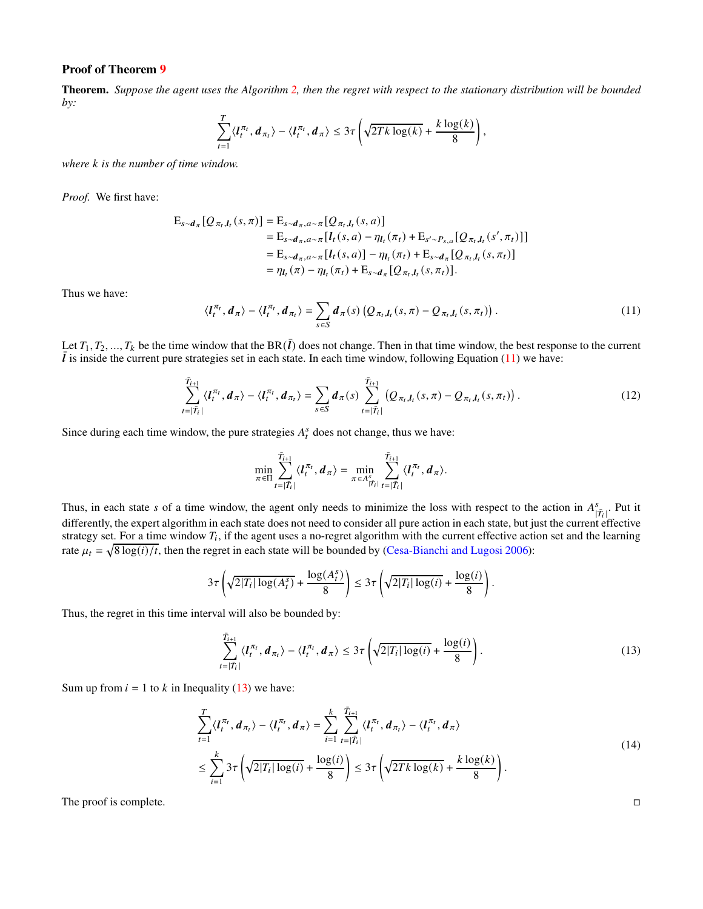### Proof of Theorem 9

**Theorem.** *Suppose the agent uses the Algorithm 2, then the regret with respect to the stationary distribution will be bounded by:*

$$\sum_{t=1}^{T} \langle \boldsymbol{l}_t^{\pi_t}, \boldsymbol{d}_{\pi_t} \rangle - \langle \boldsymbol{l}_t^{\pi_t}, \boldsymbol{d}_{\pi} \rangle \leq 3\tau \left( \sqrt{2Tk \log(k)} + \frac{k \log(k)}{8} \right),$$

*where $k$ is the number of time window.*

*Proof.* We first have:

$$\begin{aligned}
\mathrm{E}_{s\sim \boldsymbol{d}_\pi}[Q_{\pi_t,\boldsymbol{l}_t}(s,\pi)] &= \mathrm{E}_{s\sim \boldsymbol{d}_\pi, a\sim\pi}[Q_{\pi_t,\boldsymbol{l}_t}(s,a)] \\
&= \mathrm{E}_{s\sim \boldsymbol{d}_\pi, a\sim\pi}[\boldsymbol{l}_t(s,a) - \eta_{\boldsymbol{l}_t}(\pi_t) + \mathrm{E}_{s'\sim P_{s,a}}[Q_{\pi_t,\boldsymbol{l}_t}(s',\pi_t)]] \\
&= \mathrm{E}_{s\sim \boldsymbol{d}_\pi, a\sim\pi}[\boldsymbol{l}_t(s,a)] - \eta_{\boldsymbol{l}_t}(\pi_t) + \mathrm{E}_{s\sim \boldsymbol{d}_\pi}[Q_{\pi_t,\boldsymbol{l}_t}(s,\pi_t)] \\
&= \eta_{\boldsymbol{l}_t}(\pi) - \eta_{\boldsymbol{l}_t}(\pi_t) + \mathrm{E}_{s\sim \boldsymbol{d}_\pi}[Q_{\pi_t,\boldsymbol{l}_t}(s,\pi_t)].
\end{aligned}$$

Thus we have:

$$\langle \boldsymbol{l}_t^{\pi_t}, \boldsymbol{d}_{\pi} \rangle - \langle \boldsymbol{l}_t^{\pi_t}, \boldsymbol{d}_{\pi_t} \rangle = \sum_{s\in S} \boldsymbol{d}_\pi(s) \left( Q_{\pi_t,\boldsymbol{l}_t}(s,\pi) - Q_{\pi_t,\boldsymbol{l}_t}(s,\pi_t) \right). \tag{11}$$

Let $T_1, T_2, \ldots, T_k$ be the time window that the $\mathrm{BR}(\bar{\boldsymbol{l}})$ does not change. Then in that time window, the best response to the current $\bar{\boldsymbol{l}}$ is inside the current pure strategies set in each state. In each time window, following Equation (11) we have:

$$\sum_{t=|\bar{T}_i|}^{\bar{T}_{i+1}} \langle \boldsymbol{l}_t^{\pi_t}, \boldsymbol{d}_{\pi} \rangle - \langle \boldsymbol{l}_t^{\pi_t}, \boldsymbol{d}_{\pi_t} \rangle = \sum_{s\in S} \boldsymbol{d}_\pi(s) \sum_{t=|\bar{T}_i|}^{\bar{T}_{i+1}} \left( Q_{\pi_t,\boldsymbol{l}_t}(s,\pi) - Q_{\pi_t,\boldsymbol{l}_t}(s,\pi_t) \right). \tag{12}$$

Since during each time window, the pure strategies $A_t^s$ does not change, thus we have:

$$\min_{\pi\in\Pi} \sum_{t=|\bar{T}_i|}^{\bar{T}_{i+1}} \langle \boldsymbol{l}_t^{\pi_t}, \boldsymbol{d}_{\pi} \rangle = \min_{\pi\in A^s_{|\bar{T}_i|}} \sum_{t=|\bar{T}_i|}^{\bar{T}_{i+1}} \langle \boldsymbol{l}_t^{\pi_t}, \boldsymbol{d}_{\pi} \rangle.$$

Thus, in each state $s$ of a time window, the agent only needs to minimize the loss with respect to the action in $A^s_{|\bar{T}_i|}$. Put it differently, the expert algorithm in each state does not need to consider all pure action in each state, but just the current effective strategy set. For a time window $T_i$, if the agent uses a no-regret algorithm with the current effective action set and the learning rate $\mu_t = \sqrt{8\log(i)/t}$, then the regret in each state will be bounded by (Cesa-Bianchi and Lugosi 2006):

$$3\tau \left( \sqrt{2|T_i|\log(A_t^s)} + \frac{\log(A_t^s)}{8} \right) \leq 3\tau \left( \sqrt{2|T_i|\log(i)} + \frac{\log(i)}{8} \right).$$

Thus, the regret in this time interval will also be bounded by:

$$\sum_{t=|\bar{T}_i|}^{\bar{T}_{i+1}} \langle \boldsymbol{l}_t^{\pi_t}, \boldsymbol{d}_{\pi_t} \rangle - \langle \boldsymbol{l}_t^{\pi_t}, \boldsymbol{d}_{\pi} \rangle \leq 3\tau \left( \sqrt{2|T_i|\log(i)} + \frac{\log(i)}{8} \right). \tag{13}$$

Sum up from $i = 1$ to $k$ in Inequality (13) we have:

$$\begin{aligned}
\sum_{t=1}^{T} \langle \boldsymbol{l}_t^{\pi_t}, \boldsymbol{d}_{\pi_t} \rangle - \langle \boldsymbol{l}_t^{\pi_t}, \boldsymbol{d}_{\pi} \rangle &= \sum_{i=1}^{k} \sum_{t=|\bar{T}_i|}^{\bar{T}_{i+1}} \langle \boldsymbol{l}_t^{\pi_t}, \boldsymbol{d}_{\pi_t} \rangle - \langle \boldsymbol{l}_t^{\pi_t}, \boldsymbol{d}_{\pi} \rangle \\
&\leq \sum_{i=1}^{k} 3\tau \left( \sqrt{2|T_i|\log(i)} + \frac{\log(i)}{8} \right) \leq 3\tau \left( \sqrt{2Tk\log(k)} + \frac{k\log(k)}{8} \right).
\end{aligned} \tag{14}$$

The proof is complete. □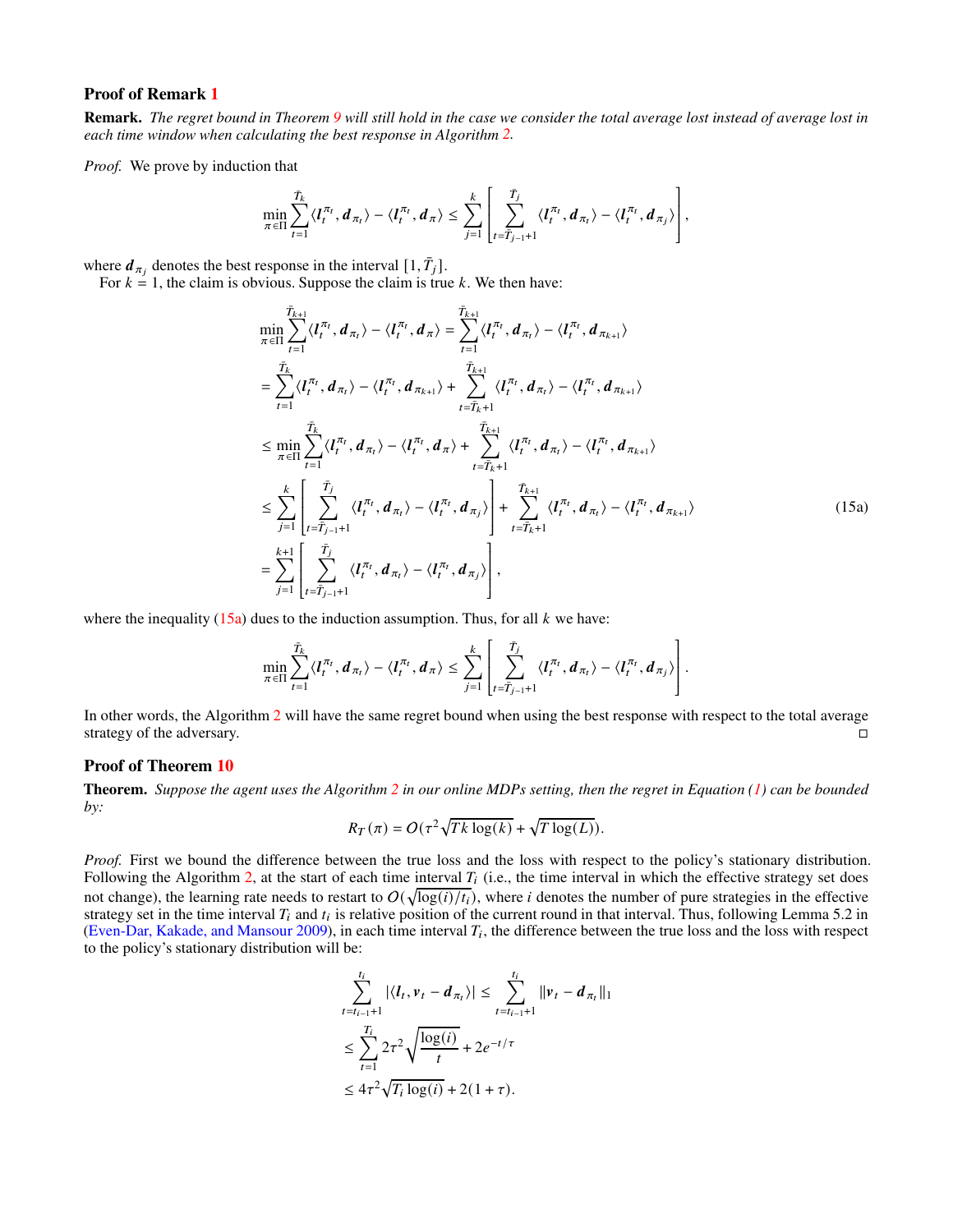## Proof of Remark 1

**Remark.** *The regret bound in Theorem 9 will still hold in the case we consider the total average lost instead of average lost in each time window when calculating the best response in Algorithm 2.*

*Proof.* We prove by induction that

$$\min_{\pi \in \Pi} \sum_{t=1}^{\bar{T}_k} \langle \boldsymbol{l}_t^{\pi_t}, \boldsymbol{d}_{\pi_t} \rangle - \langle \boldsymbol{l}_t^{\pi_t}, \boldsymbol{d}_{\pi} \rangle \leq \sum_{j=1}^{k} \left[ \sum_{t=\bar{T}_{j-1}+1}^{\bar{T}_j} \langle \boldsymbol{l}_t^{\pi_t}, \boldsymbol{d}_{\pi_t} \rangle - \langle \boldsymbol{l}_t^{\pi_t}, \boldsymbol{d}_{\pi_j} \rangle \right],$$

where $\boldsymbol{d}_{\pi_j}$ denotes the best response in the interval $[1, \bar{T}_j]$.

For $k = 1$, the claim is obvious. Suppose the claim is true $k$. We then have:

$$\begin{aligned}
\min_{\pi \in \Pi} \sum_{t=1}^{\bar{T}_{k+1}} \langle \boldsymbol{l}_t^{\pi_t}, \boldsymbol{d}_{\pi_t} \rangle - \langle \boldsymbol{l}_t^{\pi_t}, \boldsymbol{d}_{\pi} \rangle &= \sum_{t=1}^{\bar{T}_{k+1}} \langle \boldsymbol{l}_t^{\pi_t}, \boldsymbol{d}_{\pi_t} \rangle - \langle \boldsymbol{l}_t^{\pi_t}, \boldsymbol{d}_{\pi_{k+1}} \rangle \\
&= \sum_{t=1}^{\bar{T}_k} \langle \boldsymbol{l}_t^{\pi_t}, \boldsymbol{d}_{\pi_t} \rangle - \langle \boldsymbol{l}_t^{\pi_t}, \boldsymbol{d}_{\pi_{k+1}} \rangle + \sum_{t=\bar{T}_k+1}^{\bar{T}_{k+1}} \langle \boldsymbol{l}_t^{\pi_t}, \boldsymbol{d}_{\pi_t} \rangle - \langle \boldsymbol{l}_t^{\pi_t}, \boldsymbol{d}_{\pi_{k+1}} \rangle \\
&\leq \min_{\pi \in \Pi} \sum_{t=1}^{\bar{T}_k} \langle \boldsymbol{l}_t^{\pi_t}, \boldsymbol{d}_{\pi_t} \rangle - \langle \boldsymbol{l}_t^{\pi_t}, \boldsymbol{d}_{\pi} \rangle + \sum_{t=\bar{T}_k+1}^{\bar{T}_{k+1}} \langle \boldsymbol{l}_t^{\pi_t}, \boldsymbol{d}_{\pi_t} \rangle - \langle \boldsymbol{l}_t^{\pi_t}, \boldsymbol{d}_{\pi_{k+1}} \rangle \\
&\leq \sum_{j=1}^{k} \left[ \sum_{t=\bar{T}_{j-1}+1}^{\bar{T}_j} \langle \boldsymbol{l}_t^{\pi_t}, \boldsymbol{d}_{\pi_t} \rangle - \langle \boldsymbol{l}_t^{\pi_t}, \boldsymbol{d}_{\pi_j} \rangle \right] + \sum_{t=\bar{T}_k+1}^{\bar{T}_{k+1}} \langle \boldsymbol{l}_t^{\pi_t}, \boldsymbol{d}_{\pi_t} \rangle - \langle \boldsymbol{l}_t^{\pi_t}, \boldsymbol{d}_{\pi_{k+1}} \rangle \qquad (15a) \\
&= \sum_{j=1}^{k+1} \left[ \sum_{t=\bar{T}_{j-1}+1}^{\bar{T}_j} \langle \boldsymbol{l}_t^{\pi_t}, \boldsymbol{d}_{\pi_t} \rangle - \langle \boldsymbol{l}_t^{\pi_t}, \boldsymbol{d}_{\pi_j} \rangle \right],
\end{aligned}$$

where the inequality (15a) dues to the induction assumption. Thus, for all $k$ we have:

$$\min_{\pi \in \Pi} \sum_{t=1}^{\bar{T}_k} \langle \boldsymbol{l}_t^{\pi_t}, \boldsymbol{d}_{\pi_t} \rangle - \langle \boldsymbol{l}_t^{\pi_t}, \boldsymbol{d}_{\pi} \rangle \leq \sum_{j=1}^{k} \left[ \sum_{t=\bar{T}_{j-1}+1}^{\bar{T}_j} \langle \boldsymbol{l}_t^{\pi_t}, \boldsymbol{d}_{\pi_t} \rangle - \langle \boldsymbol{l}_t^{\pi_t}, \boldsymbol{d}_{\pi_j} \rangle \right].$$

In other words, the Algorithm 2 will have the same regret bound when using the best response with respect to the total average strategy of the adversary. □

## Proof of Theorem 10

**Theorem.** *Suppose the agent uses the Algorithm 2 in our online MDPs setting, then the regret in Equation (1) can be bounded by:*

$$R_T(\pi) = O(\tau^2 \sqrt{Tk \log(k)} + \sqrt{T \log(L)}).$$

*Proof.* First we bound the difference between the true loss and the loss with respect to the policy's stationary distribution. Following the Algorithm 2, at the start of each time interval $T_i$ (i.e., the time interval in which the effective strategy set does not change), the learning rate needs to restart to $O(\sqrt{\log(i)/t_i})$, where $i$ denotes the number of pure strategies in the effective strategy set in the time interval $T_i$ and $t_i$ is relative position of the current round in that interval. Thus, following Lemma 5.2 in (Even-Dar, Kakade, and Mansour 2009), in each time interval $T_i$, the difference between the true loss and the loss with respect to the policy's stationary distribution will be:

$$\begin{aligned}
\sum_{t=t_{i-1}+1}^{t_i} |\langle \boldsymbol{l}_t, \boldsymbol{v}_t - \boldsymbol{d}_{\pi_t} \rangle| &\leq \sum_{t=t_{i-1}+1}^{t_i} \|\boldsymbol{v}_t - \boldsymbol{d}_{\pi_t}\|_1 \\
&\leq \sum_{t=1}^{T_i} 2\tau^2 \sqrt{\frac{\log(i)}{t}} + 2e^{-t/\tau} \\
&\leq 4\tau^2 \sqrt{T_i \log(i)} + 2(1 + \tau).
\end{aligned}$$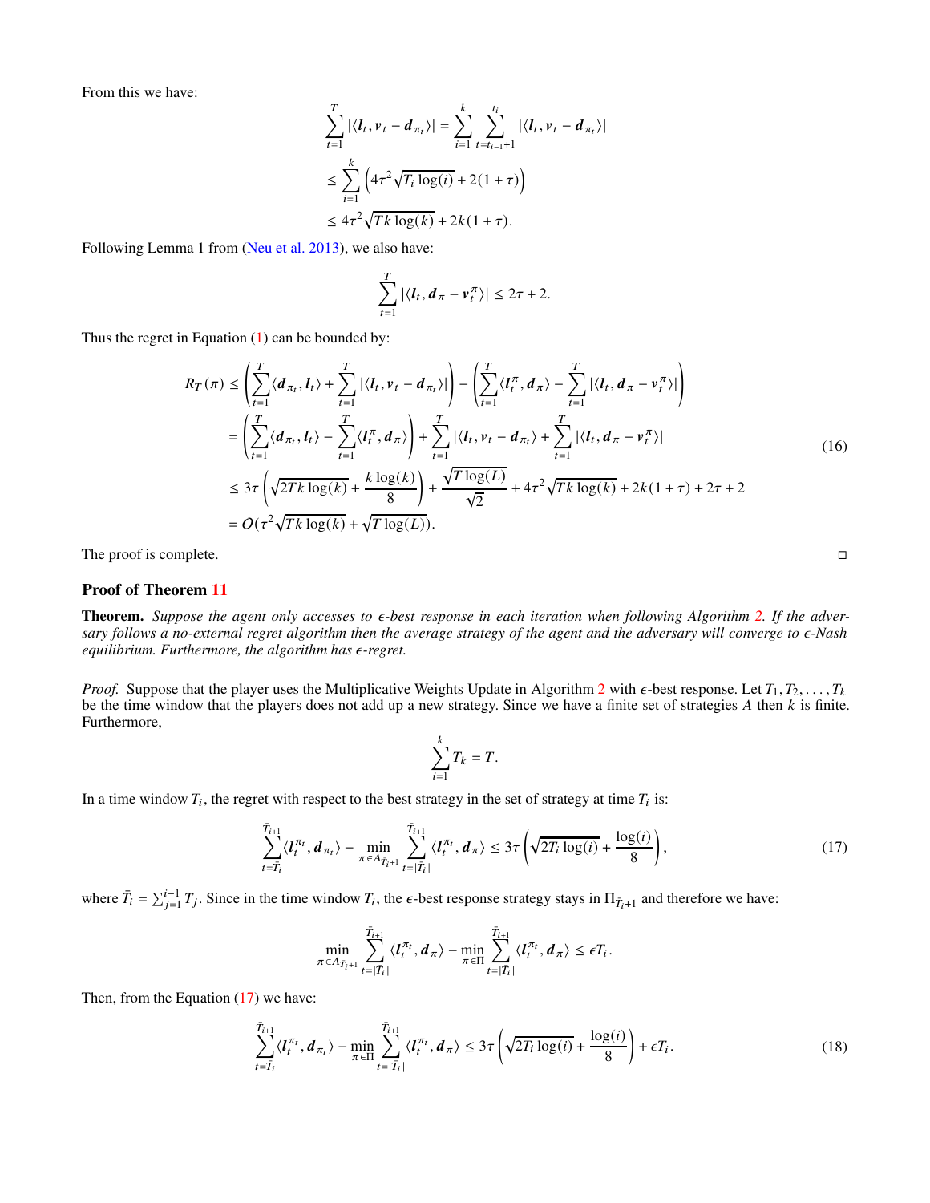From this we have:

$$\sum_{t=1}^{T} |\langle \boldsymbol{l}_t, \boldsymbol{v}_t - \boldsymbol{d}_{\pi_t} \rangle| = \sum_{i=1}^{k} \sum_{t=t_{i-1}+1}^{t_i} |\langle \boldsymbol{l}_t, \boldsymbol{v}_t - \boldsymbol{d}_{\pi_t} \rangle|$$
$$\leq \sum_{i=1}^{k} \left( 4\tau^2 \sqrt{T_i \log(i)} + 2(1+\tau) \right)$$
$$\leq 4\tau^2 \sqrt{Tk \log(k)} + 2k(1+\tau).$$

Following Lemma 1 from (Neu et al. 2013), we also have:

$$\sum_{t=1}^{T} |\langle \boldsymbol{l}_t, \boldsymbol{d}_\pi - \boldsymbol{v}_t^\pi \rangle| \leq 2\tau + 2.$$

Thus the regret in Equation (1) can be bounded by:

$$\begin{aligned}
R_T(\pi) &\leq \left( \sum_{t=1}^{T} \langle \boldsymbol{d}_{\pi_t}, \boldsymbol{l}_t \rangle + \sum_{t=1}^{T} |\langle \boldsymbol{l}_t, \boldsymbol{v}_t - \boldsymbol{d}_{\pi_t} \rangle| \right) - \left( \sum_{t=1}^{T} \langle \boldsymbol{l}_t^\pi, \boldsymbol{d}_\pi \rangle - \sum_{t=1}^{T} |\langle \boldsymbol{l}_t, \boldsymbol{d}_\pi - \boldsymbol{v}_t^\pi \rangle| \right) \\
&= \left( \sum_{t=1}^{T} \langle \boldsymbol{d}_{\pi_t}, \boldsymbol{l}_t \rangle - \sum_{t=1}^{T} \langle \boldsymbol{l}_t^\pi, \boldsymbol{d}_\pi \rangle \right) + \sum_{t=1}^{T} |\langle \boldsymbol{l}_t, \boldsymbol{v}_t - \boldsymbol{d}_{\pi_t} \rangle| + \sum_{t=1}^{T} |\langle \boldsymbol{l}_t, \boldsymbol{d}_\pi - \boldsymbol{v}_t^\pi \rangle| \\
&\leq 3\tau \left( \sqrt{2Tk \log(k)} + \frac{k \log(k)}{8} \right) + \frac{\sqrt{T \log(L)}}{\sqrt{2}} + 4\tau^2 \sqrt{Tk \log(k)} + 2k(1+\tau) + 2\tau + 2 \\
&= O(\tau^2 \sqrt{Tk \log(k)} + \sqrt{T \log(L)}).
\end{aligned} \tag{16}$$

The proof is complete. ◻

## Proof of Theorem 11

**Theorem.** *Suppose the agent only accesses to $\epsilon$-best response in each iteration when following Algorithm 2. If the adversary follows a no-external regret algorithm then the average strategy of the agent and the adversary will converge to $\epsilon$-Nash equilibrium. Furthermore, the algorithm has $\epsilon$-regret.*

*Proof.* Suppose that the player uses the Multiplicative Weights Update in Algorithm 2 with $\epsilon$-best response. Let $T_1, T_2, \ldots, T_k$ be the time window that the players does not add up a new strategy. Since we have a finite set of strategies $A$ then $k$ is finite. Furthermore,

$$\sum_{i=1}^{k} T_k = T.$$

In a time window $T_i$, the regret with respect to the best strategy in the set of strategy at time $T_i$ is:

$$\sum_{t=\bar{T}_i}^{\bar{T}_{i+1}} \langle \boldsymbol{l}_t^{\pi_t}, \boldsymbol{d}_{\pi_t} \rangle - \min_{\pi \in A_{\bar{T}_{i+1}}} \sum_{t=|\bar{T}_i|}^{\bar{T}_{i+1}} \langle \boldsymbol{l}_t^{\pi_t}, \boldsymbol{d}_\pi \rangle \leq 3\tau \left( \sqrt{2T_i \log(i)} + \frac{\log(i)}{8} \right), \tag{17}$$

where $\bar{T}_i = \sum_{j=1}^{i-1} T_j$. Since in the time window $T_i$, the $\epsilon$-best response strategy stays in $\Pi_{\bar{T}_i+1}$ and therefore we have:

$$\min_{\pi \in A_{\bar{T}_{i+1}}} \sum_{t=|\bar{T}_i|}^{\bar{T}_{i+1}} \langle \boldsymbol{l}_t^{\pi_t}, \boldsymbol{d}_\pi \rangle - \min_{\pi \in \Pi} \sum_{t=|\bar{T}_i|}^{\bar{T}_{i+1}} \langle \boldsymbol{l}_t^{\pi_t}, \boldsymbol{d}_\pi \rangle \leq \epsilon T_i.$$

Then, from the Equation (17) we have:

$$\sum_{t=\bar{T}_i}^{\bar{T}_{i+1}} \langle \boldsymbol{l}_t^{\pi_t}, \boldsymbol{d}_{\pi_t} \rangle - \min_{\pi \in \Pi} \sum_{t=|\bar{T}_i|}^{\bar{T}_{i+1}} \langle \boldsymbol{l}_t^{\pi_t}, \boldsymbol{d}_\pi \rangle \leq 3\tau \left( \sqrt{2T_i \log(i)} + \frac{\log(i)}{8} \right) + \epsilon T_i. \tag{18}$$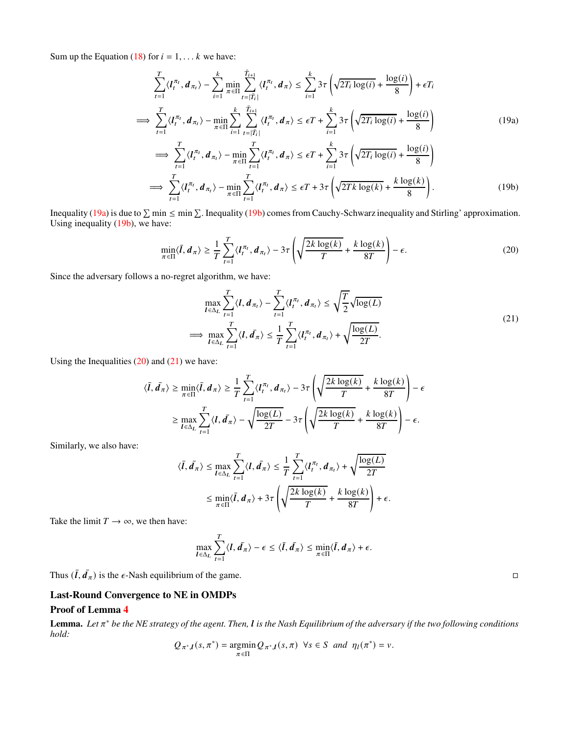Sum up the Equation (18) for $i = 1, \ldots k$ we have:

$$
\begin{aligned}
&\sum_{t=1}^{T} \langle \boldsymbol{l}_t^{\pi_t}, \boldsymbol{d}_{\pi_t} \rangle - \sum_{i=1}^{k} \min_{\pi \in \Pi} \sum_{t=|\bar{T}_i|}^{\bar{T}_{i+1}} \langle \boldsymbol{l}_t^{\pi_t}, \boldsymbol{d}_{\pi} \rangle \leq \sum_{i=1}^{k} 3\tau \left( \sqrt{2T_i \log(i)} + \frac{\log(i)}{8} \right) + \epsilon T_i \\
\implies &\sum_{t=1}^{T} \langle \boldsymbol{l}_t^{\pi_t}, \boldsymbol{d}_{\pi_t} \rangle - \min_{\pi \in \Pi} \sum_{i=1}^{k} \sum_{t=|\bar{T}_i|}^{\bar{T}_{i+1}} \langle \boldsymbol{l}_t^{\pi_t}, \boldsymbol{d}_{\pi} \rangle \leq \epsilon T + \sum_{i=1}^{k} 3\tau \left( \sqrt{2T_i \log(i)} + \frac{\log(i)}{8} \right) \qquad (19a) \\
\implies &\sum_{t=1}^{T} \langle \boldsymbol{l}_t^{\pi_t}, \boldsymbol{d}_{\pi_t} \rangle - \min_{\pi \in \Pi} \sum_{t=1}^{T} \langle \boldsymbol{l}_t^{\pi_t}, \boldsymbol{d}_{\pi} \rangle \leq \epsilon T + \sum_{i=1}^{k} 3\tau \left( \sqrt{2T_i \log(i)} + \frac{\log(i)}{8} \right) \\
\implies &\sum_{t=1}^{T} \langle \boldsymbol{l}_t^{\pi_t}, \boldsymbol{d}_{\pi_t} \rangle - \min_{\pi \in \Pi} \sum_{t=1}^{T} \langle \boldsymbol{l}_t^{\pi_t}, \boldsymbol{d}_{\pi} \rangle \leq \epsilon T + 3\tau \left( \sqrt{2Tk \log(k)} + \frac{k \log(k)}{8} \right). \qquad (19b)
\end{aligned}
$$

Inequality (19a) is due to $\sum \min \leq \min \sum$. Inequality (19b) comes from Cauchy-Schwarz inequality and Stirling' approximation. Using inequality (19b), we have:

$$
\min_{\pi \in \Pi} \langle \bar{\boldsymbol{l}}, \boldsymbol{d}_{\pi} \rangle \geq \frac{1}{T} \sum_{t=1}^{T} \langle \boldsymbol{l}_t^{\pi_t}, \boldsymbol{d}_{\pi_t} \rangle - 3\tau \left( \sqrt{\frac{2k \log(k)}{T}} + \frac{k \log(k)}{8T} \right) - \epsilon. \qquad (20)
$$

Since the adversary follows a no-regret algorithm, we have:

$$
\begin{aligned}
&\max_{\boldsymbol{l} \in \Delta_L} \sum_{t=1}^{T} \langle \boldsymbol{l}, \boldsymbol{d}_{\pi_t} \rangle - \sum_{t=1}^{T} \langle \boldsymbol{l}_t^{\pi_t}, \boldsymbol{d}_{\pi_t} \rangle \leq \sqrt{\frac{T}{2}} \sqrt{\log(L)} \\
\implies &\max_{\boldsymbol{l} \in \Delta_L} \sum_{t=1}^{T} \langle \boldsymbol{l}, \bar{\boldsymbol{d}_{\pi}} \rangle \leq \frac{1}{T} \sum_{t=1}^{T} \langle \boldsymbol{l}_t^{\pi_t}, \boldsymbol{d}_{\pi_t} \rangle + \sqrt{\frac{\log(L)}{2T}}.
\end{aligned} \qquad (21)
$$

Using the Inequalities (20) and (21) we have:

$$
\begin{aligned}
\langle \bar{\boldsymbol{l}}, \bar{\boldsymbol{d}_{\pi}} \rangle \geq \min_{\pi \in \Pi} \langle \bar{\boldsymbol{l}}, \boldsymbol{d}_{\pi} \rangle &\geq \frac{1}{T} \sum_{t=1}^{T} \langle \boldsymbol{l}_t^{\pi_t}, \boldsymbol{d}_{\pi_t} \rangle - 3\tau \left( \sqrt{\frac{2k \log(k)}{T}} + \frac{k \log(k)}{8T} \right) - \epsilon \\
&\geq \max_{\boldsymbol{l} \in \Delta_L} \sum_{t=1}^{T} \langle \boldsymbol{l}, \bar{\boldsymbol{d}_{\pi}} \rangle - \sqrt{\frac{\log(L)}{2T}} - 3\tau \left( \sqrt{\frac{2k \log(k)}{T}} + \frac{k \log(k)}{8T} \right) - \epsilon.
\end{aligned}
$$

Similarly, we also have:

$$
\begin{aligned}
\langle \bar{\boldsymbol{l}}, \bar{\boldsymbol{d}_{\pi}} \rangle \leq \max_{\boldsymbol{l} \in \Delta_L} \sum_{t=1}^{T} \langle \boldsymbol{l}, \bar{\boldsymbol{d}_{\pi}} \rangle &\leq \frac{1}{T} \sum_{t=1}^{T} \langle \boldsymbol{l}_t^{\pi_t}, \boldsymbol{d}_{\pi_t} \rangle + \sqrt{\frac{\log(L)}{2T}} \\
&\leq \min_{\pi \in \Pi} \langle \bar{\boldsymbol{l}}, \boldsymbol{d}_{\pi} \rangle + 3\tau \left( \sqrt{\frac{2k \log(k)}{T}} + \frac{k \log(k)}{8T} \right) + \epsilon.
\end{aligned}
$$

Take the limit $T \to \infty$, we then have:

$$
\max_{\boldsymbol{l} \in \Delta_L} \sum_{t=1}^{T} \langle \boldsymbol{l}, \bar{\boldsymbol{d}_{\pi}} \rangle - \epsilon \leq \langle \bar{\boldsymbol{l}}, \bar{\boldsymbol{d}_{\pi}} \rangle \leq \min_{\pi \in \Pi} \langle \bar{\boldsymbol{l}}, \boldsymbol{d}_{\pi} \rangle + \epsilon.
$$

Thus $(\bar{\boldsymbol{l}}, \bar{\boldsymbol{d}_{\pi}})$ is the $\epsilon$-Nash equilibrium of the game. $\square$

## Last-Round Convergence to NE in OMDPs

## Proof of Lemma 4

**Lemma.** *Let $\pi^*$ be the NE strategy of the agent. Then, $\boldsymbol{l}$ is the Nash Equilibrium of the adversary if the two following conditions hold:*

$$
Q_{\pi^*, \boldsymbol{l}}(s, \pi^*) = \operatorname*{argmin}_{\pi \in \Pi} Q_{\pi^*, \boldsymbol{l}}(s, \pi) \ \ \forall s \in S \ \ \text{and} \ \ \eta_{\boldsymbol{l}}(\pi^*) = v.
$$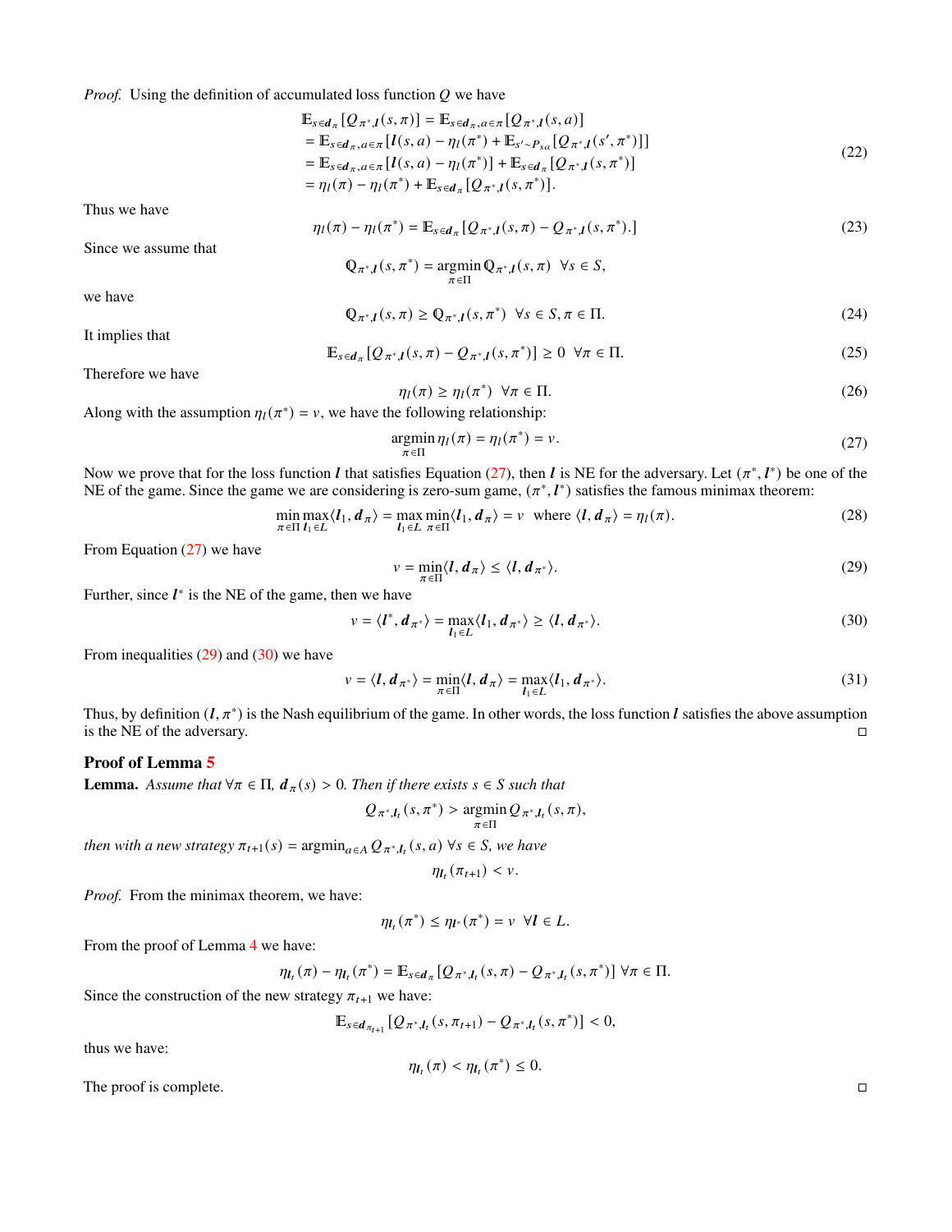*Proof.* Using the definition of accumulated loss function $Q$ we have

$$
\begin{aligned}
&\mathbb{E}_{s\in \boldsymbol{d}_\pi}[Q_{\pi^*,\boldsymbol{l}}(s,\pi)] = \mathbb{E}_{s\in \boldsymbol{d}_\pi, a\in\pi}[Q_{\pi^*,\boldsymbol{l}}(s,a)] \\
&= \mathbb{E}_{s\in \boldsymbol{d}_\pi, a\in\pi}[\boldsymbol{l}(s,a) - \eta_l(\pi^*) + \mathbb{E}_{s'\sim P_{sa}}[Q_{\pi^*,\boldsymbol{l}}(s',\pi^*)]] \\
&= \mathbb{E}_{s\in \boldsymbol{d}_\pi, a\in\pi}[\boldsymbol{l}(s,a) - \eta_l(\pi^*)] + \mathbb{E}_{s\in \boldsymbol{d}_\pi}[Q_{\pi^*,\boldsymbol{l}}(s,\pi^*)] \\
&= \eta_l(\pi) - \eta_l(\pi^*) + \mathbb{E}_{s\in \boldsymbol{d}_\pi}[Q_{\pi^*,\boldsymbol{l}}(s,\pi^*)].
\end{aligned} \tag{22}
$$

Thus we have

$$
\eta_l(\pi) - \eta_l(\pi^*) = \mathbb{E}_{s\in \boldsymbol{d}_\pi}[Q_{\pi^*,\boldsymbol{l}}(s,\pi) - Q_{\pi^*,\boldsymbol{l}}(s,\pi^*).] \tag{23}
$$

Since we assume that

$$
\mathbb{Q}_{\pi^*,\boldsymbol{l}}(s,\pi^*) = \operatorname*{argmin}_{\pi\in\Pi} \mathbb{Q}_{\pi^*,\boldsymbol{l}}(s,\pi) \;\; \forall s\in S,
$$

we have

$$
\mathbb{Q}_{\pi^*,\boldsymbol{l}}(s,\pi) \geq \mathbb{Q}_{\pi^*,\boldsymbol{l}}(s,\pi^*) \;\; \forall s\in S, \pi\in\Pi. \tag{24}
$$

It implies that

$$
\mathbb{E}_{s\in \boldsymbol{d}_\pi}[Q_{\pi^*,\boldsymbol{l}}(s,\pi) - Q_{\pi^*,\boldsymbol{l}}(s,\pi^*)] \geq 0 \;\; \forall \pi\in\Pi. \tag{25}
$$

Therefore we have

$$
\eta_l(\pi) \geq \eta_l(\pi^*) \;\; \forall \pi\in\Pi. \tag{26}
$$

Along with the assumption $\eta_l(\pi^*) = v$, we have the following relationship:

$$
\operatorname*{argmin}_{\pi\in\Pi} \eta_l(\pi) = \eta_l(\pi^*) = v. \tag{27}
$$

Now we prove that for the loss function $\boldsymbol{l}$ that satisfies Equation (27), then $\boldsymbol{l}$ is NE for the adversary. Let $(\pi^*, \boldsymbol{l}^*)$ be one of the NE of the game. Since the game we are considering is zero-sum game, $(\pi^*, \boldsymbol{l}^*)$ satisfies the famous minimax theorem:

$$
\min_{\pi\in\Pi}\max_{\boldsymbol{l}_1\in L}\langle \boldsymbol{l}_1, \boldsymbol{d}_\pi\rangle = \max_{\boldsymbol{l}_1\in L}\min_{\pi\in\Pi}\langle \boldsymbol{l}_1, \boldsymbol{d}_\pi\rangle = v \;\; \text{where } \langle \boldsymbol{l}, \boldsymbol{d}_\pi\rangle = \eta_l(\pi). \tag{28}
$$

From Equation (27) we have

$$
v = \min_{\pi\in\Pi}\langle \boldsymbol{l}, \boldsymbol{d}_\pi\rangle \leq \langle \boldsymbol{l}, \boldsymbol{d}_{\pi^*}\rangle. \tag{29}
$$

Further, since $\boldsymbol{l}^*$ is the NE of the game, then we have

$$
v = \langle \boldsymbol{l}^*, \boldsymbol{d}_{\pi^*}\rangle = \max_{\boldsymbol{l}_1\in L}\langle \boldsymbol{l}_1, \boldsymbol{d}_{\pi^*}\rangle \geq \langle \boldsymbol{l}, \boldsymbol{d}_{\pi^*}\rangle. \tag{30}
$$

From inequalities (29) and (30) we have

$$
v = \langle \boldsymbol{l}, \boldsymbol{d}_{\pi^*}\rangle = \min_{\pi\in\Pi}\langle \boldsymbol{l}, \boldsymbol{d}_\pi\rangle = \max_{\boldsymbol{l}_1\in L}\langle \boldsymbol{l}_1, \boldsymbol{d}_{\pi^*}\rangle. \tag{31}
$$

Thus, by definition $(\boldsymbol{l}, \pi^*)$ is the Nash equilibrium of the game. In other words, the loss function $\boldsymbol{l}$ satisfies the above assumption is the NE of the adversary. □

## Proof of Lemma 5

**Lemma.** *Assume that $\forall \pi\in\Pi$, $\boldsymbol{d}_\pi(s) > 0$. Then if there exists $s\in S$ such that*

$$
Q_{\pi^*,\boldsymbol{l}_t}(s,\pi^*) > \operatorname*{argmin}_{\pi\in\Pi} Q_{\pi^*,\boldsymbol{l}_t}(s,\pi),
$$

*then with a new strategy $\pi_{t+1}(s) = \operatorname{argmin}_{a\in A} Q_{\pi^*,\boldsymbol{l}_t}(s,a)$ $\forall s\in S$, we have*

$$
\eta_{\boldsymbol{l}_t}(\pi_{t+1}) < v.
$$

*Proof.* From the minimax theorem, we have:

$$
\eta_{\boldsymbol{l}_t}(\pi^*) \leq \eta_{\boldsymbol{l}^*}(\pi^*) = v \;\; \forall \boldsymbol{l}\in L.
$$

From the proof of Lemma 4 we have:

$$
\eta_{\boldsymbol{l}_t}(\pi) - \eta_{\boldsymbol{l}_t}(\pi^*) = \mathbb{E}_{s\in \boldsymbol{d}_\pi}[Q_{\pi^*,\boldsymbol{l}_t}(s,\pi) - Q_{\pi^*,\boldsymbol{l}_t}(s,\pi^*)] \; \forall \pi\in\Pi.
$$

Since the construction of the new strategy $\pi_{t+1}$ we have:

$$
\mathbb{E}_{s\in \boldsymbol{d}_{\pi_{t+1}}}[Q_{\pi^*,\boldsymbol{l}_t}(s,\pi_{t+1}) - Q_{\pi^*,\boldsymbol{l}_t}(s,\pi^*)] < 0,
$$

thus we have:

$$
\eta_{\boldsymbol{l}_t}(\pi) < \eta_{\boldsymbol{l}_t}(\pi^*) \leq 0.
$$

The proof is complete. □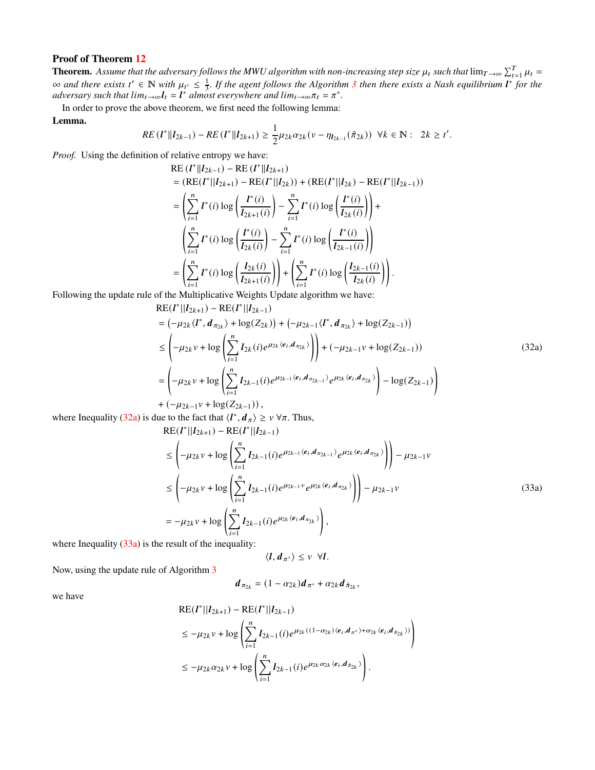### Proof of Theorem 12

**Theorem.** *Assume that the adversary follows the MWU algorithm with non-increasing step size $\mu_t$ such that $\lim_{T\to\infty}\sum_{t=1}^{T}\mu_t = \infty$ and there exists $t' \in \mathbb{N}$ with $\mu_{t'} \leq \frac{1}{3}$. If the agent follows the Algorithm 3 then there exists a Nash equilibrium $\boldsymbol{l}^*$ for the adversary such that $lim_{t\to\infty}\boldsymbol{l}_t = \boldsymbol{l}^*$ almost everywhere and $lim_{t\to\infty}\pi_t = \pi^*$.*

In order to prove the above theorem, we first need the following lemma:

**Lemma.**

$$RE\left(\boldsymbol{l}^*\|\boldsymbol{l}_{2k-1}\right) - RE\left(\boldsymbol{l}^*\|\boldsymbol{l}_{2k+1}\right) \geq \frac{1}{2}\mu_{2k}\alpha_{2k}(v - \eta_{\boldsymbol{l}_{2k-1}}(\hat{\pi}_{2k})) \;\; \forall k \in \mathbb{N}: \;\; 2k \geq t'.$$

*Proof.* Using the definition of relative entropy we have:

$$
\begin{aligned}
&\text{RE}\left(\boldsymbol{l}^*\|\boldsymbol{l}_{2k-1}\right) - \text{RE}\left(\boldsymbol{l}^*\|\boldsymbol{l}_{2k+1}\right) \\
&= \left(\text{RE}(\boldsymbol{l}^*||\boldsymbol{l}_{2k+1}) - \text{RE}(\boldsymbol{l}^*||\boldsymbol{l}_{2k})\right) + \left(\text{RE}(\boldsymbol{l}^*||\boldsymbol{l}_{2k}) - \text{RE}(\boldsymbol{l}^*||\boldsymbol{l}_{2k-1})\right) \\
&= \left(\sum_{i=1}^{n}\boldsymbol{l}^*(i)\log\left(\frac{\boldsymbol{l}^*(i)}{\boldsymbol{l}_{2k+1}(i)}\right) - \sum_{i=1}^{n}\boldsymbol{l}^*(i)\log\left(\frac{\boldsymbol{l}^*(i)}{\boldsymbol{l}_{2k}(i)}\right)\right) + \\
&\quad \left(\sum_{i=1}^{n}\boldsymbol{l}^*(i)\log\left(\frac{\boldsymbol{l}^*(i)}{\boldsymbol{l}_{2k}(i)}\right) - \sum_{i=1}^{n}\boldsymbol{l}^*(i)\log\left(\frac{\boldsymbol{l}^*(i)}{\boldsymbol{l}_{2k-1}(i)}\right)\right) \\
&= \left(\sum_{i=1}^{n}\boldsymbol{l}^*(i)\log\left(\frac{\boldsymbol{l}_{2k}(i)}{\boldsymbol{l}_{2k+1}(i)}\right)\right) + \left(\sum_{i=1}^{n}\boldsymbol{l}^*(i)\log\left(\frac{\boldsymbol{l}_{2k-1}(i)}{\boldsymbol{l}_{2k}(i)}\right)\right).
\end{aligned}
$$

Following the update rule of the Multiplicative Weights Update algorithm we have:

$$
\begin{aligned}
&\text{RE}(\boldsymbol{l}^*||\boldsymbol{l}_{2k+1}) - \text{RE}(\boldsymbol{l}^*||\boldsymbol{l}_{2k-1}) \\
&= \left(-\mu_{2k}\langle\boldsymbol{l}^*, \boldsymbol{d}_{\pi_{2k}}\rangle + \log(Z_{2k})\right) + \left(-\mu_{2k-1}\langle\boldsymbol{l}^*, \boldsymbol{d}_{\pi_{2k}}\rangle + \log(Z_{2k-1})\right) \\
&\leq \left(-\mu_{2k}v + \log\left(\sum_{i=1}^{n}\boldsymbol{l}_{2k}(i)e^{\mu_{2k}\langle\boldsymbol{e}_i, \boldsymbol{d}_{\pi_{2k}}\rangle}\right)\right) + \left(-\mu_{2k-1}v + \log(Z_{2k-1})\right) \qquad \text{(32a)} \\
&= \left(-\mu_{2k}v + \log\left(\sum_{i=1}^{n}\boldsymbol{l}_{2k-1}(i)e^{\mu_{2k-1}\langle\boldsymbol{e}_i, \boldsymbol{d}_{\pi_{2k-1}}\rangle}e^{\mu_{2k}\langle\boldsymbol{e}_i, \boldsymbol{d}_{\pi_{2k}}\rangle}\right) - \log(Z_{2k-1})\right) \\
&\quad + \left(-\mu_{2k-1}v + \log(Z_{2k-1})\right),
\end{aligned}
$$

where Inequality (32a) is due to the fact that $\langle\boldsymbol{l}^*, \boldsymbol{d}_{\pi}\rangle \geq v \;\forall\pi$. Thus,

$$
\begin{aligned}
&\text{RE}(\boldsymbol{l}^*||\boldsymbol{l}_{2k+1}) - \text{RE}(\boldsymbol{l}^*||\boldsymbol{l}_{2k-1}) \\
&\leq \left(-\mu_{2k}v + \log\left(\sum_{i=1}^{n}\boldsymbol{l}_{2k-1}(i)e^{\mu_{2k-1}\langle\boldsymbol{e}_i, \boldsymbol{d}_{\pi_{2k-1}}\rangle}e^{\mu_{2k}\langle\boldsymbol{e}_i, \boldsymbol{d}_{\pi_{2k}}\rangle}\right)\right) - \mu_{2k-1}v \\
&\leq \left(-\mu_{2k}v + \log\left(\sum_{i=1}^{n}\boldsymbol{l}_{2k-1}(i)e^{\mu_{2k-1}v}e^{\mu_{2k}\langle\boldsymbol{e}_i, \boldsymbol{d}_{\pi_{2k}}\rangle}\right)\right) - \mu_{2k-1}v \qquad \text{(33a)} \\
&= -\mu_{2k}v + \log\left(\sum_{i=1}^{n}\boldsymbol{l}_{2k-1}(i)e^{\mu_{2k}\langle\boldsymbol{e}_i, \boldsymbol{d}_{\pi_{2k}}\rangle}\right),
\end{aligned}
$$

where Inequality (33a) is the result of the inequality:

$$\langle\boldsymbol{l}, \boldsymbol{d}_{\pi^*}\rangle \leq v \;\; \forall\boldsymbol{l}.$$

Now, using the update rule of Algorithm 3

$$\boldsymbol{d}_{\pi_{2k}} = (1-\alpha_{2k})\boldsymbol{d}_{\pi^*} + \alpha_{2k}\boldsymbol{d}_{\hat{\pi}_{2k}},$$

we have

$$
\begin{aligned}
&\text{RE}(\boldsymbol{l}^*||\boldsymbol{l}_{2k+1}) - \text{RE}(\boldsymbol{l}^*||\boldsymbol{l}_{2k-1}) \\
&\leq -\mu_{2k}v + \log\left(\sum_{i=1}^{n}\boldsymbol{l}_{2k-1}(i)e^{\mu_{2k}\left((1-\alpha_{2k})\langle\boldsymbol{e}_i, \boldsymbol{d}_{\pi^*}\rangle + \alpha_{2k}\langle\boldsymbol{e}_i, \boldsymbol{d}_{\hat{\pi}_{2k}}\rangle\right)}\right) \\
&\leq -\mu_{2k}\alpha_{2k}v + \log\left(\sum_{i=1}^{n}\boldsymbol{l}_{2k-1}(i)e^{\mu_{2k}\alpha_{2k}\langle\boldsymbol{e}_i, \boldsymbol{d}_{\hat{\pi}_{2k}}\rangle}\right).
\end{aligned}
$$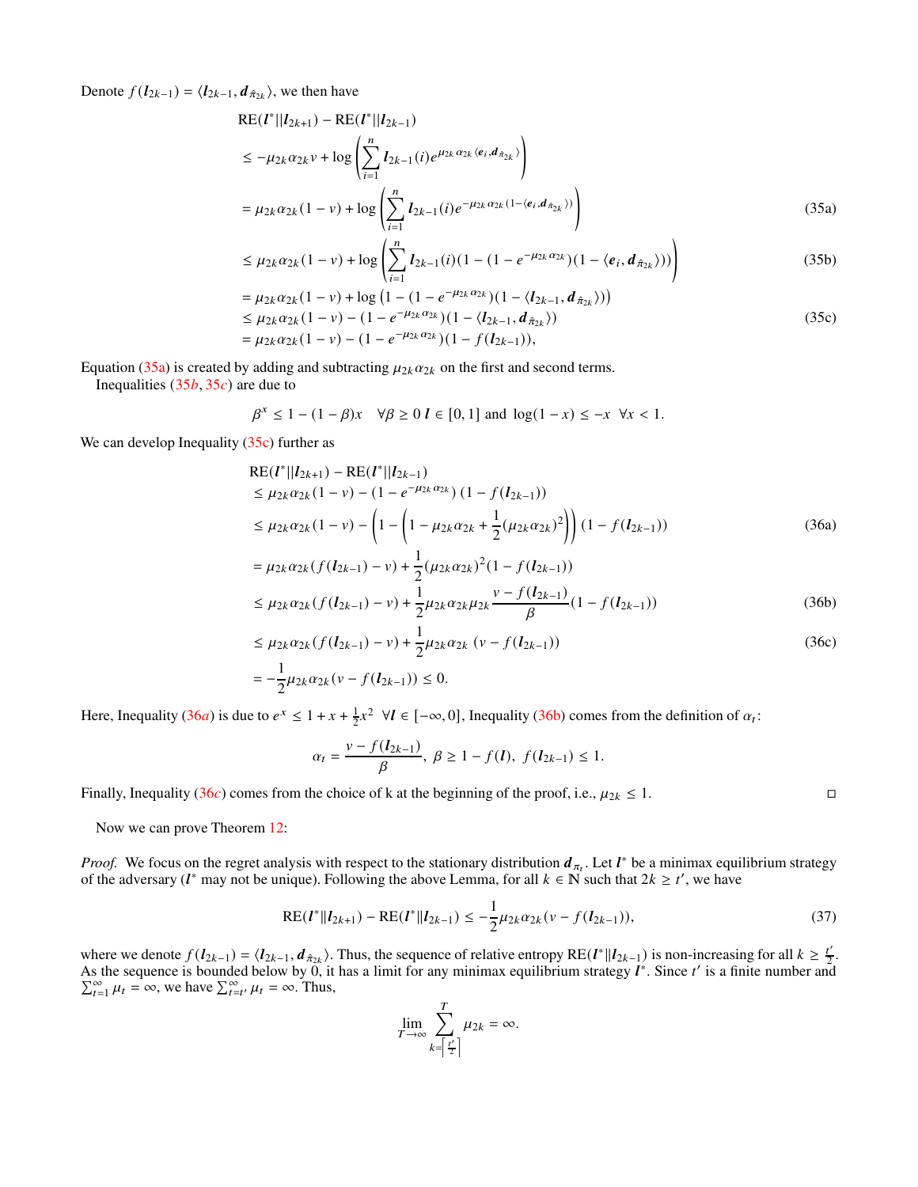Denote $f(\boldsymbol{l}_{2k-1}) = \langle \boldsymbol{l}_{2k-1}, \boldsymbol{d}_{\hat{\pi}_{2k}} \rangle$, we then have

$$
\begin{aligned}
& \mathrm{RE}(\boldsymbol{l}^*||\boldsymbol{l}_{2k+1}) - \mathrm{RE}(\boldsymbol{l}^*||\boldsymbol{l}_{2k-1}) \\
& \leq -\mu_{2k}\alpha_{2k} v + \log\left(\sum_{i=1}^{n} \boldsymbol{l}_{2k-1}(i) e^{\mu_{2k}\alpha_{2k}\langle \boldsymbol{e}_i, \boldsymbol{d}_{\hat{\pi}_{2k}} \rangle}\right) \\
& = \mu_{2k}\alpha_{2k}(1-v) + \log\left(\sum_{i=1}^{n} \boldsymbol{l}_{2k-1}(i) e^{-\mu_{2k}\alpha_{2k}(1-\langle \boldsymbol{e}_i, \boldsymbol{d}_{\hat{\pi}_{2k}} \rangle)}\right) && \text{(35a)} \\
& \leq \mu_{2k}\alpha_{2k}(1-v) + \log\left(\sum_{i=1}^{n} \boldsymbol{l}_{2k-1}(i)(1-(1-e^{-\mu_{2k}\alpha_{2k}})(1-\langle \boldsymbol{e}_i, \boldsymbol{d}_{\hat{\pi}_{2k}} \rangle))\right) && \text{(35b)} \\
& = \mu_{2k}\alpha_{2k}(1-v) + \log\left(1-(1-e^{-\mu_{2k}\alpha_{2k}})(1-\langle \boldsymbol{l}_{2k-1}, \boldsymbol{d}_{\hat{\pi}_{2k}} \rangle)\right) \\
& \leq \mu_{2k}\alpha_{2k}(1-v) - (1-e^{-\mu_{2k}\alpha_{2k}})(1-\langle \boldsymbol{l}_{2k-1}, \boldsymbol{d}_{\hat{\pi}_{2k}} \rangle) && \text{(35c)} \\
& = \mu_{2k}\alpha_{2k}(1-v) - (1-e^{-\mu_{2k}\alpha_{2k}})(1-f(\boldsymbol{l}_{2k-1})),
\end{aligned}
$$

Equation (35a) is created by adding and subtracting $\mu_{2k}\alpha_{2k}$ on the first and second terms.

Inequalities ($35b$, $35c$) are due to

$$
\beta^x \leq 1-(1-\beta)x \quad \forall \beta \geq 0 \ \boldsymbol{l} \in [0,1] \text{ and } \log(1-x) \leq -x \ \ \forall x < 1.
$$

We can develop Inequality (35c) further as

$$
\begin{aligned}
& \mathrm{RE}(\boldsymbol{l}^*||\boldsymbol{l}_{2k+1}) - \mathrm{RE}(\boldsymbol{l}^*||\boldsymbol{l}_{2k-1}) \\
& \leq \mu_{2k}\alpha_{2k}(1-v) - (1-e^{-\mu_{2k}\alpha_{2k}})\,(1-f(\boldsymbol{l}_{2k-1})) \\
& \leq \mu_{2k}\alpha_{2k}(1-v) - \left(1-\left(1-\mu_{2k}\alpha_{2k}+\frac{1}{2}(\mu_{2k}\alpha_{2k})^2\right)\right)(1-f(\boldsymbol{l}_{2k-1})) && \text{(36a)} \\
& = \mu_{2k}\alpha_{2k}(f(\boldsymbol{l}_{2k-1})-v) + \frac{1}{2}(\mu_{2k}\alpha_{2k})^2(1-f(\boldsymbol{l}_{2k-1})) \\
& \leq \mu_{2k}\alpha_{2k}(f(\boldsymbol{l}_{2k-1})-v) + \frac{1}{2}\mu_{2k}\alpha_{2k}\mu_{2k}\frac{v-f(\boldsymbol{l}_{2k-1})}{\beta}(1-f(\boldsymbol{l}_{2k-1})) && \text{(36b)} \\
& \leq \mu_{2k}\alpha_{2k}(f(\boldsymbol{l}_{2k-1})-v) + \frac{1}{2}\mu_{2k}\alpha_{2k}\,(v-f(\boldsymbol{l}_{2k-1})) && \text{(36c)} \\
& = -\frac{1}{2}\mu_{2k}\alpha_{2k}(v-f(\boldsymbol{l}_{2k-1})) \leq 0.
\end{aligned}
$$

Here, Inequality ($36a$) is due to $e^x \leq 1+x+\frac{1}{2}x^2 \ \ \forall \boldsymbol{l} \in [-\infty, 0]$, Inequality (36b) comes from the definition of $\alpha_t$:

$$
\alpha_t = \frac{v-f(\boldsymbol{l}_{2k-1})}{\beta}, \ \beta \geq 1-f(\boldsymbol{l}), \ f(\boldsymbol{l}_{2k-1}) \leq 1.
$$

Finally, Inequality ($36c$) comes from the choice of k at the beginning of the proof, i.e., $\mu_{2k} \leq 1$. □

Now we can prove Theorem 12:

*Proof.* We focus on the regret analysis with respect to the stationary distribution $\boldsymbol{d}_{\pi_t}$. Let $\boldsymbol{l}^*$ be a minimax equilibrium strategy of the adversary ($\boldsymbol{l}^*$ may not be unique). Following the above Lemma, for all $k \in \mathbb{N}$ such that $2k \geq t'$, we have

$$
\mathrm{RE}(\boldsymbol{l}^*\|\boldsymbol{l}_{2k+1}) - \mathrm{RE}(\boldsymbol{l}^*\|\boldsymbol{l}_{2k-1}) \leq -\frac{1}{2}\mu_{2k}\alpha_{2k}(v-f(\boldsymbol{l}_{2k-1})), \tag{37}
$$

where we denote $f(\boldsymbol{l}_{2k-1}) = \langle \boldsymbol{l}_{2k-1}, \boldsymbol{d}_{\hat{\pi}_{2k}} \rangle$. Thus, the sequence of relative entropy $\mathrm{RE}(\boldsymbol{l}^*\|\boldsymbol{l}_{2k-1})$ is non-increasing for all $k \geq \frac{t'}{2}$. As the sequence is bounded below by 0, it has a limit for any minimax equilibrium strategy $\boldsymbol{l}^*$. Since $t'$ is a finite number and $\sum_{t=1}^{\infty} \mu_t = \infty$, we have $\sum_{t=t'}^{\infty} \mu_t = \infty$. Thus,

$$
\lim_{T \to \infty} \sum_{k=\left\lceil \frac{t'}{2} \right\rceil}^{T} \mu_{2k} = \infty.
$$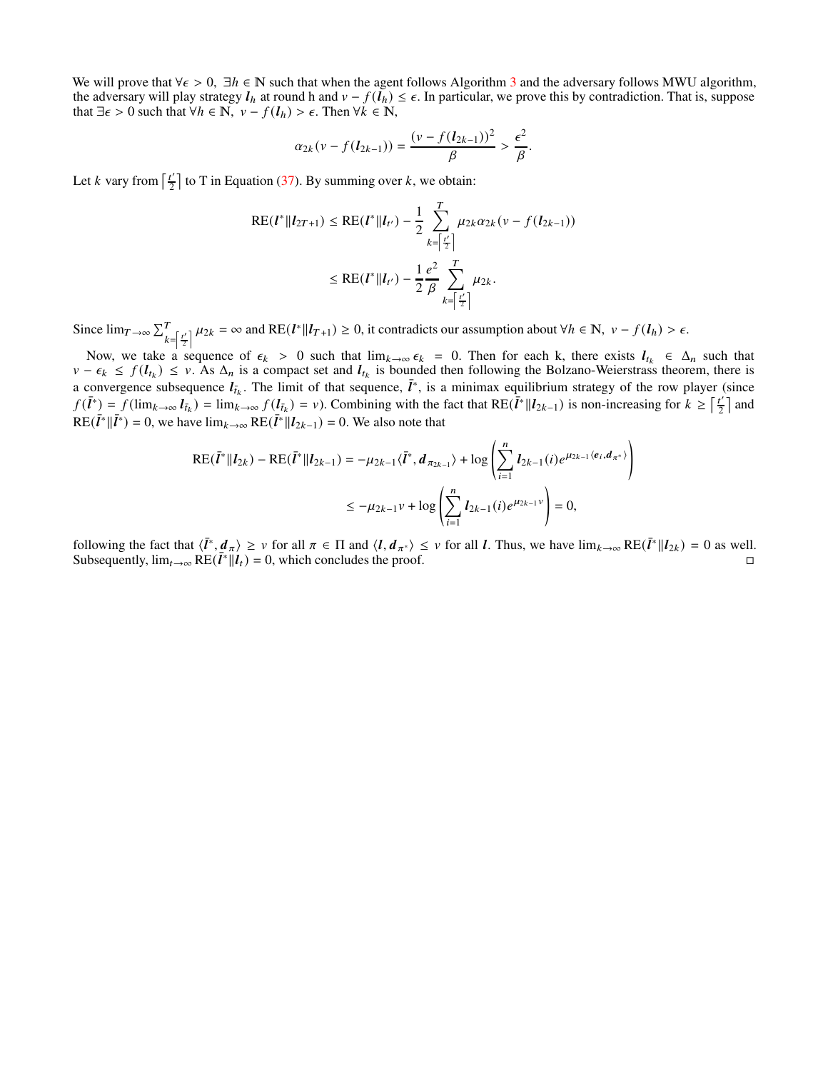We will prove that $\forall \epsilon > 0,\ \exists h \in \mathbb{N}$ such that when the agent follows Algorithm 3 and the adversary follows MWU algorithm, the adversary will play strategy $\boldsymbol{l}_h$ at round h and $v - f(\boldsymbol{l}_h) \leq \epsilon$. In particular, we prove this by contradiction. That is, suppose that $\exists \epsilon > 0$ such that $\forall h \in \mathbb{N},\ v - f(\boldsymbol{l}_h) > \epsilon$. Then $\forall k \in \mathbb{N}$,

$$\alpha_{2k}(v - f(\boldsymbol{l}_{2k-1})) = \frac{(v - f(\boldsymbol{l}_{2k-1}))^2}{\beta} > \frac{\epsilon^2}{\beta}.$$

Let $k$ vary from $\left\lceil \frac{t'}{2} \right\rceil$ to T in Equation (37). By summing over $k$, we obtain:

$$\begin{aligned}
\mathrm{RE}(\boldsymbol{l}^* \| \boldsymbol{l}_{2T+1}) &\leq \mathrm{RE}(\boldsymbol{l}^* \| \boldsymbol{l}_{t'}) - \frac{1}{2} \sum_{k=\left\lceil \frac{t'}{2} \right\rceil}^{T} \mu_{2k} \alpha_{2k}(v - f(\boldsymbol{l}_{2k-1})) \\
&\leq \mathrm{RE}(\boldsymbol{l}^* \| \boldsymbol{l}_{t'}) - \frac{1}{2} \frac{e^2}{\beta} \sum_{k=\left\lceil \frac{t'}{2} \right\rceil}^{T} \mu_{2k}.
\end{aligned}$$

Since $\lim_{T\to\infty} \sum_{k=\left\lceil \frac{t'}{2} \right\rceil}^{T} \mu_{2k} = \infty$ and $\mathrm{RE}(\boldsymbol{l}^* \| \boldsymbol{l}_{T+1}) \geq 0$, it contradicts our assumption about $\forall h \in \mathbb{N},\ v - f(\boldsymbol{l}_h) > \epsilon$.

Now, we take a sequence of $\epsilon_k > 0$ such that $\lim_{k\to\infty} \epsilon_k = 0$. Then for each k, there exists $\boldsymbol{l}_{t_k} \in \Delta_n$ such that $v - \epsilon_k \leq f(\boldsymbol{l}_{t_k}) \leq v$. As $\Delta_n$ is a compact set and $\boldsymbol{l}_{t_k}$ is bounded then following the Bolzano-Weierstrass theorem, there is a convergence subsequence $\boldsymbol{l}_{\bar{t}_k}$. The limit of that sequence, $\bar{\boldsymbol{l}}^*$, is a minimax equilibrium strategy of the row player (since $f(\bar{\boldsymbol{l}}^*) = f(\lim_{k\to\infty} \boldsymbol{l}_{\bar{t}_k}) = \lim_{k\to\infty} f(\boldsymbol{l}_{\bar{t}_k}) = v$). Combining with the fact that $\mathrm{RE}(\bar{\boldsymbol{l}}^* \| \boldsymbol{l}_{2k-1})$ is non-increasing for $k \geq \left\lceil \frac{t'}{2} \right\rceil$ and $\mathrm{RE}(\bar{\boldsymbol{l}}^* \| \bar{\boldsymbol{l}}^*) = 0$, we have $\lim_{k\to\infty} \mathrm{RE}(\bar{\boldsymbol{l}}^* \| \boldsymbol{l}_{2k-1}) = 0$. We also note that

$$\begin{aligned}
\mathrm{RE}(\bar{\boldsymbol{l}}^* \| \boldsymbol{l}_{2k}) - \mathrm{RE}(\bar{\boldsymbol{l}}^* \| \boldsymbol{l}_{2k-1}) &= -\mu_{2k-1} \langle \bar{\boldsymbol{l}}^*, \boldsymbol{d}_{\pi_{2k-1}} \rangle + \log\left( \sum_{i=1}^{n} \boldsymbol{l}_{2k-1}(i) e^{\mu_{2k-1} \langle \boldsymbol{e}_i, \boldsymbol{d}_{\pi^*} \rangle} \right) \\
&\leq -\mu_{2k-1} v + \log\left( \sum_{i=1}^{n} \boldsymbol{l}_{2k-1}(i) e^{\mu_{2k-1} v} \right) = 0,
\end{aligned}$$

following the fact that $\langle \bar{\boldsymbol{l}}^*, \boldsymbol{d}_{\pi} \rangle \geq v$ for all $\pi \in \Pi$ and $\langle \boldsymbol{l}, \boldsymbol{d}_{\pi^*} \rangle \leq v$ for all $\boldsymbol{l}$. Thus, we have $\lim_{k\to\infty} \mathrm{RE}(\bar{\boldsymbol{l}}^* \| \boldsymbol{l}_{2k}) = 0$ as well. Subsequently, $\lim_{t\to\infty} \mathrm{RE}(\bar{\boldsymbol{l}}^* \| \boldsymbol{l}_t) = 0$, which concludes the proof. □